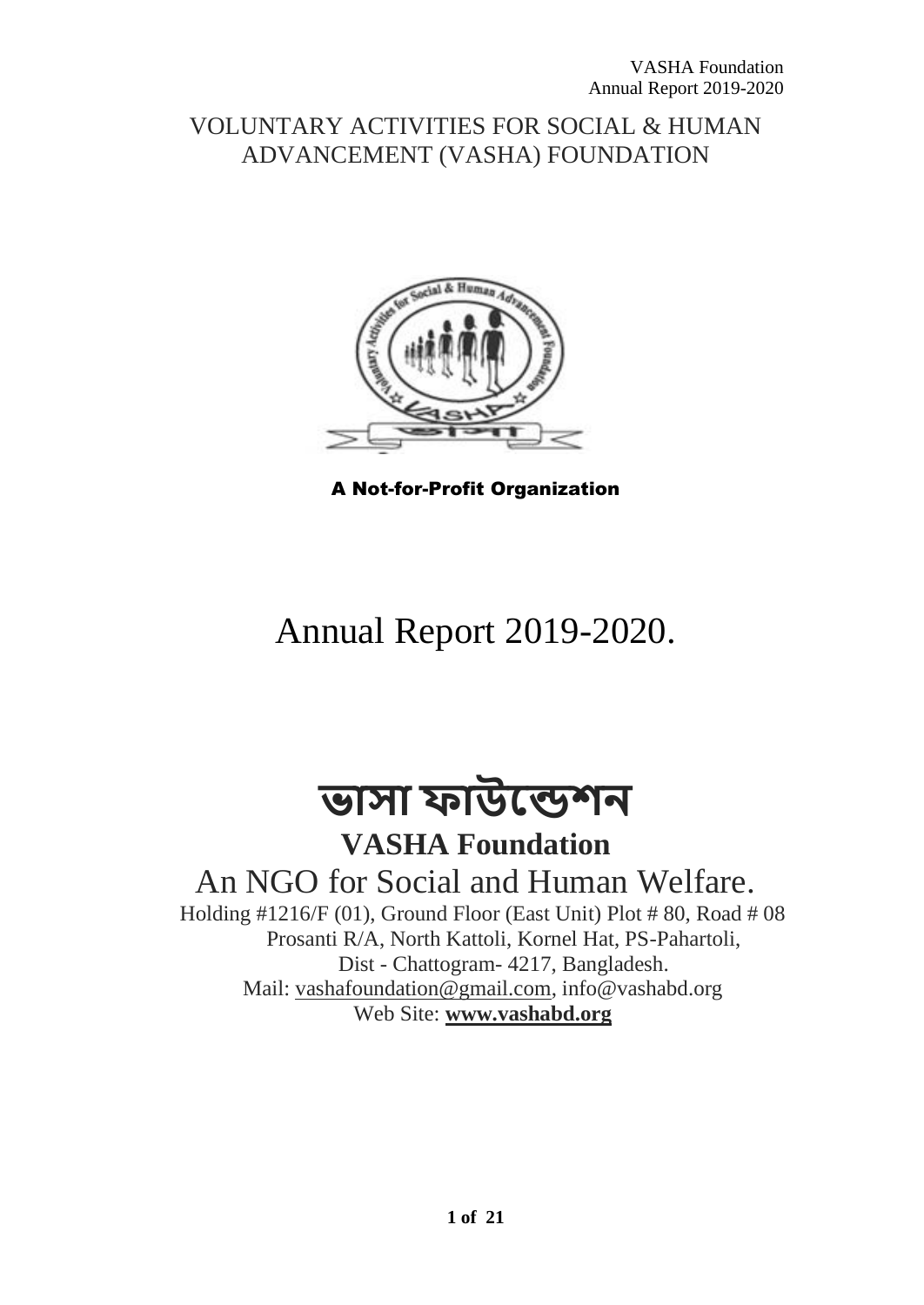# VOLUNTARY ACTIVITIES FOR SOCIAL & HUMAN ADVANCEMENT (VASHA) FOUNDATION

**A Not-for-Profit Organization**

# Annual Report 2019-2020.

# ভাসা ফাউন্ডেশন

## VASHA Foundation

## An NGO for Social and Human Welfare.

Holding #1216/F (01), Ground Floor (East Unit) Plot # 80, Road # 08
Prosanti R/A, North Kattoli, Kornel Hat, PS-Pahartoli,
Dist - Chattogram- 4217, Bangladesh.
Mail: vashafoundation@gmail.com, info@vashabd.org
Web Site: **www.vashabd.org**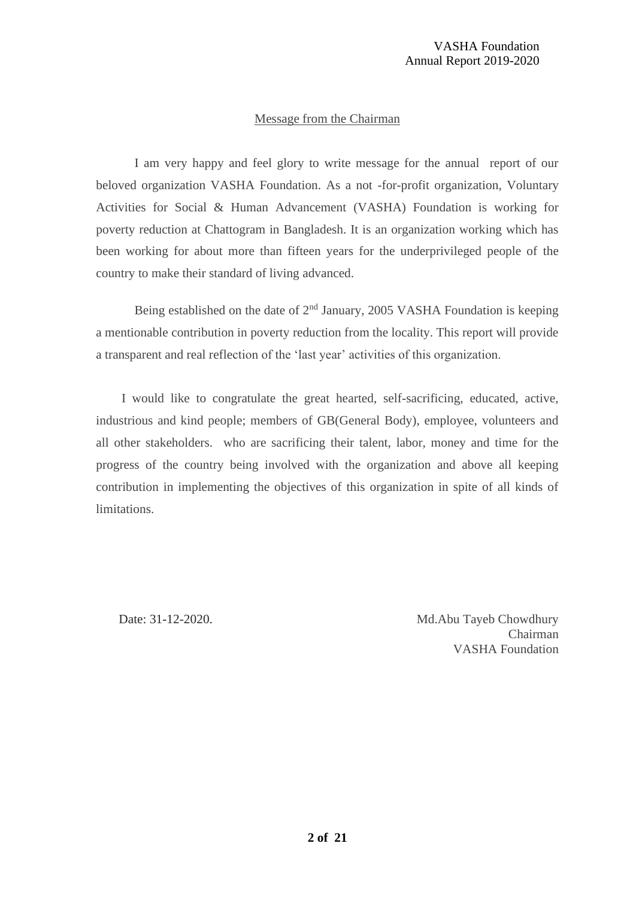## Message from the Chairman

I am very happy and feel glory to write message for the annual report of our beloved organization VASHA Foundation. As a not -for-profit organization, Voluntary Activities for Social & Human Advancement (VASHA) Foundation is working for poverty reduction at Chattogram in Bangladesh. It is an organization working which has been working for about more than fifteen years for the underprivileged people of the country to make their standard of living advanced.

Being established on the date of 2nd January, 2005 VASHA Foundation is keeping a mentionable contribution in poverty reduction from the locality. This report will provide a transparent and real reflection of the 'last year' activities of this organization.

I would like to congratulate the great hearted, self-sacrificing, educated, active, industrious and kind people; members of GB(General Body), employee, volunteers and all other stakeholders. who are sacrificing their talent, labor, money and time for the progress of the country being involved with the organization and above all keeping contribution in implementing the objectives of this organization in spite of all kinds of limitations.

Date: 31-12-2020.

Md.Abu Tayeb Chowdhury
Chairman
VASHA Foundation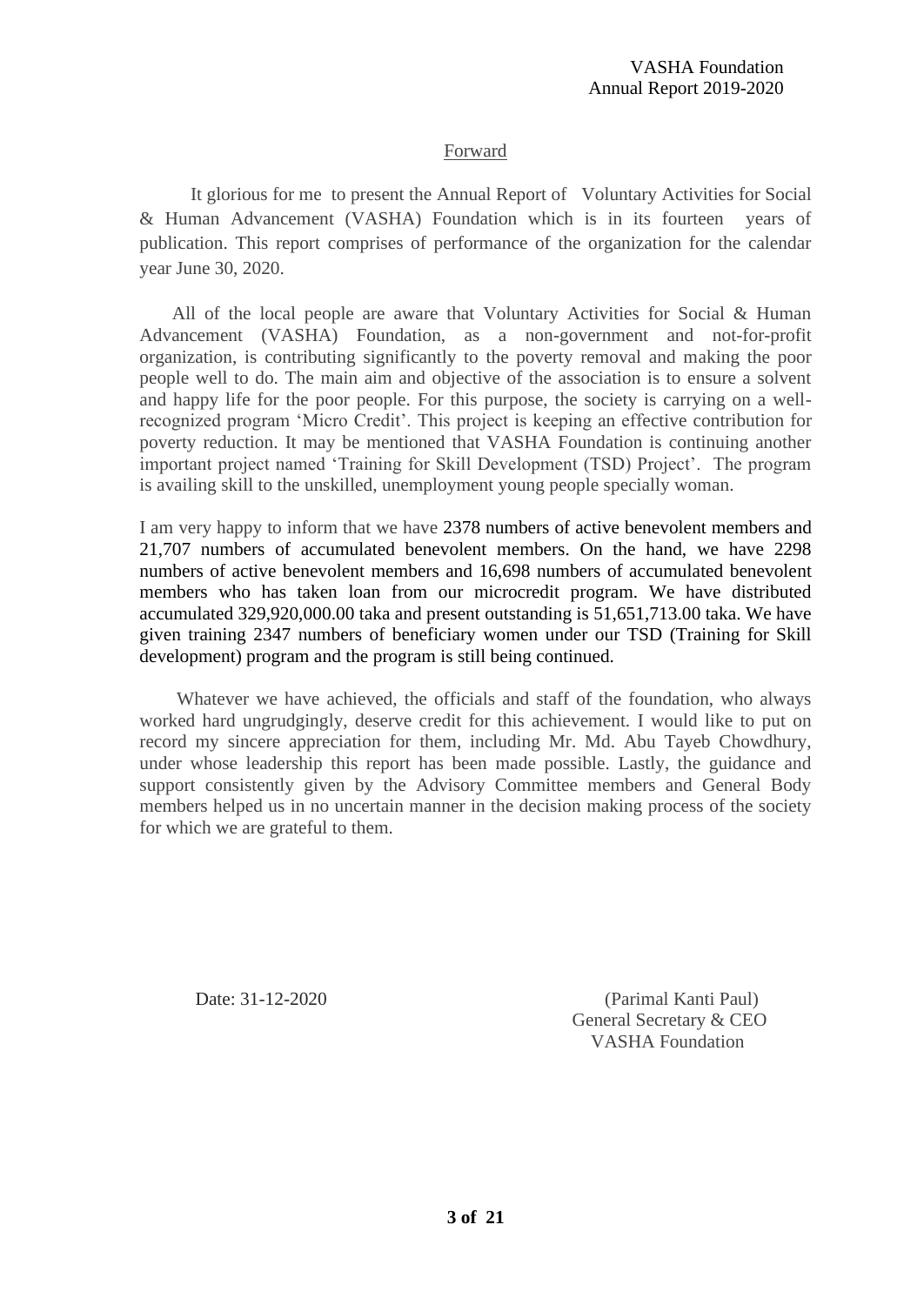## Forward

It glorious for me to present the Annual Report of Voluntary Activities for Social & Human Advancement (VASHA) Foundation which is in its fourteen years of publication. This report comprises of performance of the organization for the calendar year June 30, 2020.

All of the local people are aware that Voluntary Activities for Social & Human Advancement (VASHA) Foundation, as a non-government and not-for-profit organization, is contributing significantly to the poverty removal and making the poor people well to do. The main aim and objective of the association is to ensure a solvent and happy life for the poor people. For this purpose, the society is carrying on a well-recognized program 'Micro Credit'. This project is keeping an effective contribution for poverty reduction. It may be mentioned that VASHA Foundation is continuing another important project named 'Training for Skill Development (TSD) Project'. The program is availing skill to the unskilled, unemployment young people specially woman.

I am very happy to inform that we have 2378 numbers of active benevolent members and 21,707 numbers of accumulated benevolent members. On the hand, we have 2298 numbers of active benevolent members and 16,698 numbers of accumulated benevolent members who has taken loan from our microcredit program. We have distributed accumulated 329,920,000.00 taka and present outstanding is 51,651,713.00 taka. We have given training 2347 numbers of beneficiary women under our TSD (Training for Skill development) program and the program is still being continued.

Whatever we have achieved, the officials and staff of the foundation, who always worked hard ungrudgingly, deserve credit for this achievement. I would like to put on record my sincere appreciation for them, including Mr. Md. Abu Tayeb Chowdhury, under whose leadership this report has been made possible. Lastly, the guidance and support consistently given by the Advisory Committee members and General Body members helped us in no uncertain manner in the decision making process of the society for which we are grateful to them.

Date: 31-12-2020

(Parimal Kanti Paul)
General Secretary & CEO
VASHA Foundation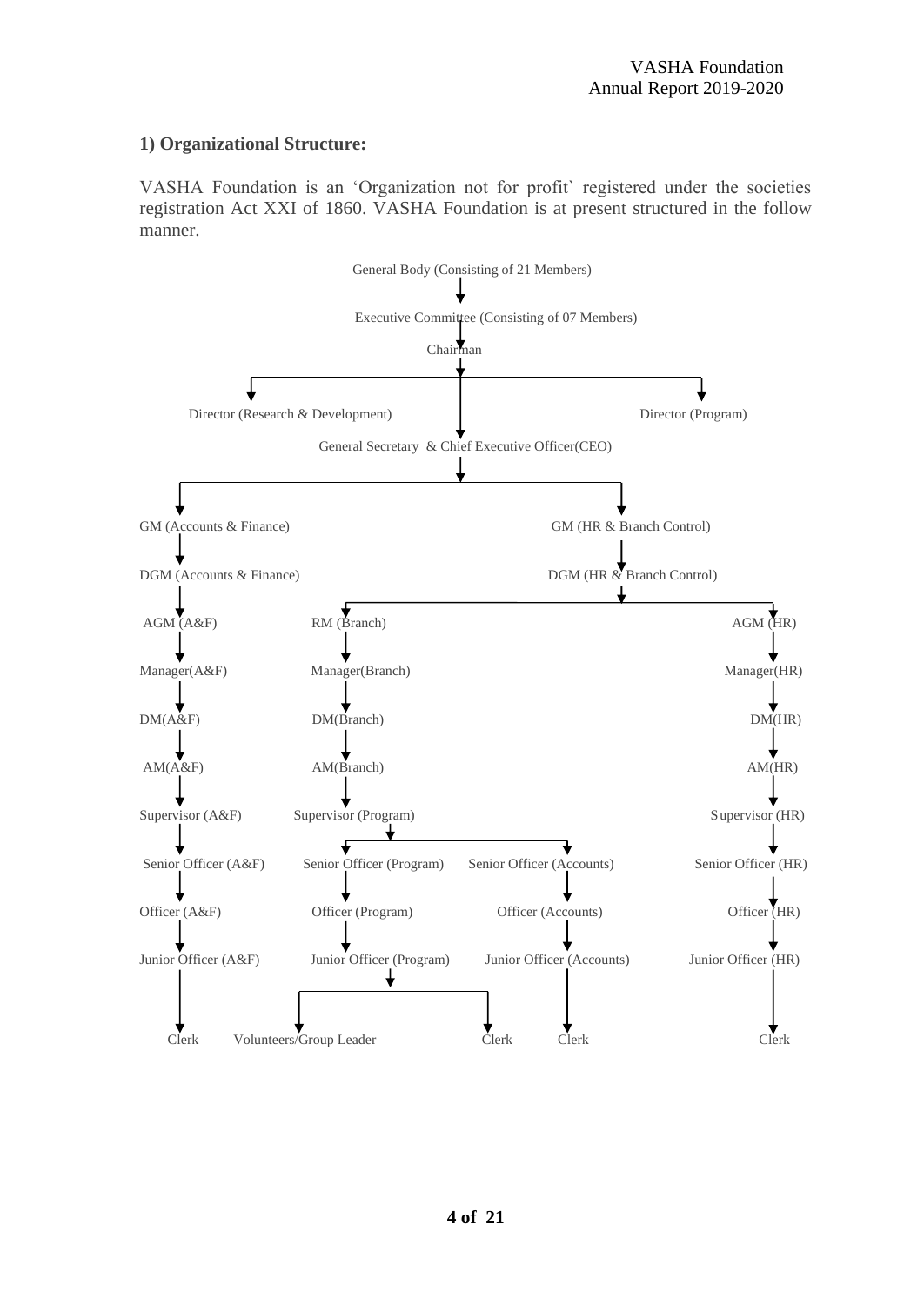### 1) Organizational Structure:

VASHA Foundation is an 'Organization not for profit` registered under the societies registration Act XXI of 1860. VASHA Foundation is at present structured in the follow manner.

- General Body (Consisting of 21 Members)
  - Executive Committee (Consisting of 07 Members)
    - Chairman
      - Director (Research & Development)
      - Director (Program)
      - General Secretary & Chief Executive Officer(CEO)
        - GM (Accounts & Finance)
          - DGM (Accounts & Finance)
            - AGM (A&F)
              - Manager(A&F)
                - DM(A&F)
                  - AM(A&F)
                    - Supervisor (A&F)
                      - Senior Officer (A&F)
                        - Officer (A&F)
                          - Junior Officer (A&F)
                            - Clerk
        - GM (HR & Branch Control)
          - DGM (HR & Branch Control)
            - RM (Branch)
              - Manager(Branch)
                - DM(Branch)
                  - AM(Branch)
                    - Supervisor (Program)
                      - Senior Officer (Program)
                        - Officer (Program)
                          - Junior Officer (Program)
                            - Volunteers/Group Leader
                            - Clerk
                      - Senior Officer (Accounts)
                        - Officer (Accounts)
                          - Junior Officer (Accounts)
                            - Clerk
            - AGM (HR)
              - Manager(HR)
                - DM(HR)
                  - AM(HR)
                    - Supervisor (HR)
                      - Senior Officer (HR)
                        - Officer (HR)
                          - Junior Officer (HR)
                            - Clerk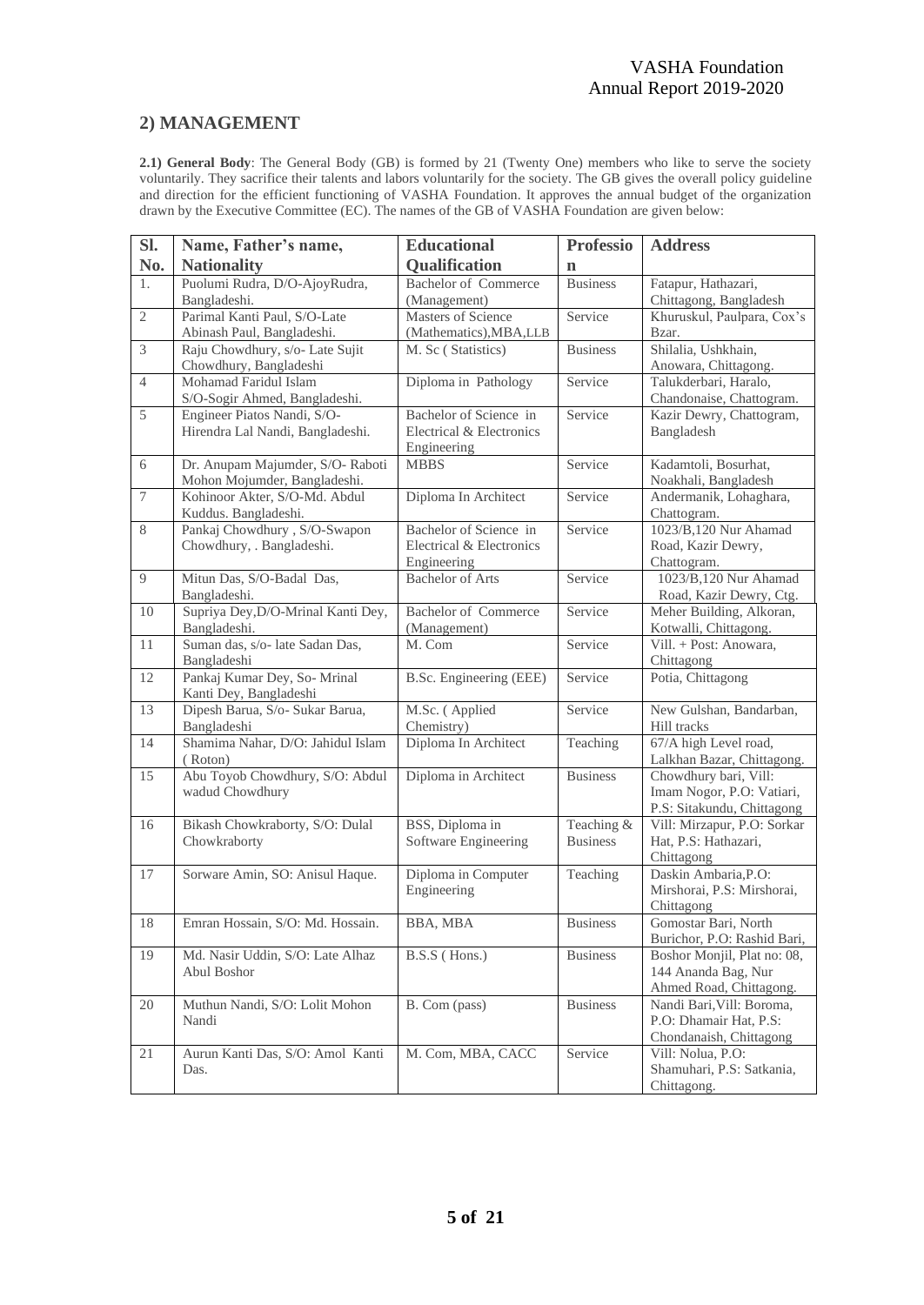## 2) MANAGEMENT

**2.1) General Body**: The General Body (GB) is formed by 21 (Twenty One) members who like to serve the society voluntarily. They sacrifice their talents and labors voluntarily for the society. The GB gives the overall policy guideline and direction for the efficient functioning of VASHA Foundation. It approves the annual budget of the organization drawn by the Executive Committee (EC). The names of the GB of VASHA Foundation are given below:

| Sl. No. | Name, Father's name, Nationality | Educational Qualification | Profession | Address |
|---|---|---|---|---|
| 1. | Puolumi Rudra, D/O-AjoyRudra, Bangladeshi. | Bachelor of Commerce (Management) | Business | Fatapur, Hathazari, Chittagong, Bangladesh |
| 2 | Parimal Kanti Paul, S/O-Late Abinash Paul, Bangladeshi. | Masters of Science (Mathematics),MBA,LLB | Service | Khuruskul, Paulpara, Cox's Bzar. |
| 3 | Raju Chowdhury, s/o- Late Sujit Chowdhury, Bangladeshi | M. Sc ( Statistics) | Business | Shilalia, Ushkhain, Anowara, Chittagong. |
| 4 | Mohamad Faridul Islam S/O-Sogir Ahmed, Bangladeshi. | Diploma in Pathology | Service | Talukderbari, Haralo, Chandonaise, Chattogram. |
| 5 | Engineer Piatos Nandi, S/O-Hirendra Lal Nandi, Bangladeshi. | Bachelor of Science in Electrical & Electronics Engineering | Service | Kazir Dewry, Chattogram, Bangladesh |
| 6 | Dr. Anupam Majumder, S/O- Raboti Mohon Mojumder, Bangladeshi. | MBBS | Service | Kadamtoli, Bosurhat, Noakhali, Bangladesh |
| 7 | Kohinoor Akter, S/O-Md. Abdul Kuddus. Bangladeshi. | Diploma In Architect | Service | Andermanik, Lohaghara, Chattogram. |
| 8 | Pankaj Chowdhury , S/O-Swapon Chowdhury, . Bangladeshi. | Bachelor of Science in Electrical & Electronics Engineering | Service | 1023/B,120 Nur Ahamad Road, Kazir Dewry, Chattogram. |
| 9 | Mitun Das, S/O-Badal Das, Bangladeshi. | Bachelor of Arts | Service | 1023/B,120 Nur Ahamad Road, Kazir Dewry, Ctg. |
| 10 | Supriya Dey,D/O-Mrinal Kanti Dey, Bangladeshi. | Bachelor of Commerce (Management) | Service | Meher Building, Alkoran, Kotwalli, Chittagong. |
| 11 | Suman das, s/o- late Sadan Das, Bangladeshi | M. Com | Service | Vill. + Post: Anowara, Chittagong |
| 12 | Pankaj Kumar Dey, So- Mrinal Kanti Dey, Bangladeshi | B.Sc. Engineering (EEE) | Service | Potia, Chittagong |
| 13 | Dipesh Barua, S/o- Sukar Barua, Bangladeshi | M.Sc. ( Applied Chemistry) | Service | New Gulshan, Bandarban, Hill tracks |
| 14 | Shamima Nahar, D/O: Jahidul Islam ( Roton) | Diploma In Architect | Teaching | 67/A high Level road, Lalkhan Bazar, Chittagong. |
| 15 | Abu Toyob Chowdhury, S/O: Abdul wadud Chowdhury | Diploma in Architect | Business | Chowdhury bari, Vill: Imam Nogor, P.O: Vatiari, P.S: Sitakundu, Chittagong |
| 16 | Bikash Chowkraborty, S/O: Dulal Chowkraborty | BSS, Diploma in Software Engineering | Teaching & Business | Vill: Mirzapur, P.O: Sorkar Hat, P.S: Hathazari, Chittagong |
| 17 | Sorware Amin, SO: Anisul Haque. | Diploma in Computer Engineering | Teaching | Daskin Ambaria,P.O: Mirshorai, P.S: Mirshorai, Chittagong |
| 18 | Emran Hossain, S/O: Md. Hossain. | BBA, MBA | Business | Gomostar Bari, North Burichor, P.O: Rashid Bari, |
| 19 | Md. Nasir Uddin, S/O: Late Alhaz Abul Boshor | B.S.S ( Hons.) | Business | Boshor Monjil, Plat no: 08, 144 Ananda Bag, Nur Ahmed Road, Chittagong. |
| 20 | Muthun Nandi, S/O: Lolit Mohon Nandi | B. Com (pass) | Business | Nandi Bari,Vill: Boroma, P.O: Dhamair Hat, P.S: Chondanaish, Chittagong |
| 21 | Aurun Kanti Das, S/O: Amol Kanti Das. | M. Com, MBA, CACC | Service | Vill: Nolua, P.O: Shamuhari, P.S: Satkania, Chittagong. |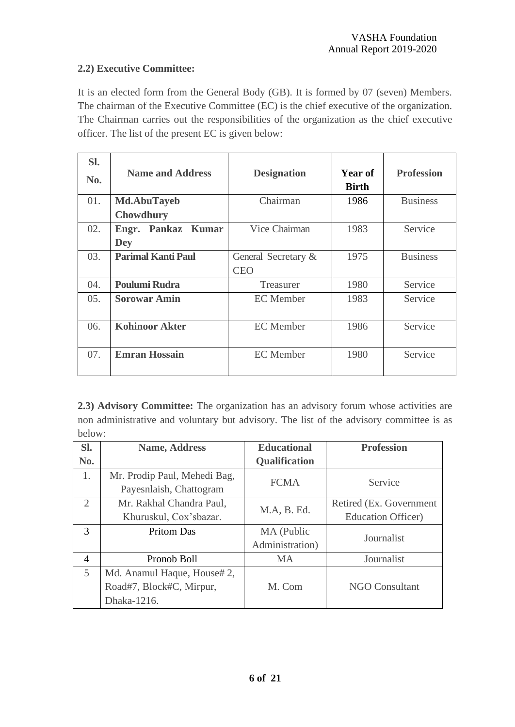**2.2) Executive Committee:**

It is an elected form from the General Body (GB). It is formed by 07 (seven) Members. The chairman of the Executive Committee (EC) is the chief executive of the organization. The Chairman carries out the responsibilities of the organization as the chief executive officer. The list of the present EC is given below:

| Sl. No. | Name and Address | Designation | Year of Birth | Profession |
|---|---|---|---|---|
| 01. | **Md.AbuTayeb Chowdhury** | Chairman | 1986 | Business |
| 02. | **Engr. Pankaz Kumar Dey** | Vice Chairman | 1983 | Service |
| 03. | **Parimal Kanti Paul** | General Secretary & CEO | 1975 | Business |
| 04. | **Poulumi Rudra** | Treasurer | 1980 | Service |
| 05. | **Sorowar Amin** | EC Member | 1983 | Service |
| 06. | **Kohinoor Akter** | EC Member | 1986 | Service |
| 07. | **Emran Hossain** | EC Member | 1980 | Service |

**2.3) Advisory Committee:** The organization has an advisory forum whose activities are non administrative and voluntary but advisory. The list of the advisory committee is as below:

| Sl. No. | Name, Address | Educational Qualification | Profession |
|---|---|---|---|
| 1. | Mr. Prodip Paul, Mehedi Bag, Payesnlaish, Chattogram | FCMA | Service |
| 2 | Mr. Rakhal Chandra Paul, Khuruskul, Cox'sbazar. | M.A, B. Ed. | Retired (Ex. Government Education Officer) |
| 3 | Pritom Das | MA (Public Administration) | Journalist |
| 4 | Pronob Boll | MA | Journalist |
| 5 | Md. Anamul Haque, House# 2, Road#7, Block#C, Mirpur, Dhaka-1216. | M. Com | NGO Consultant |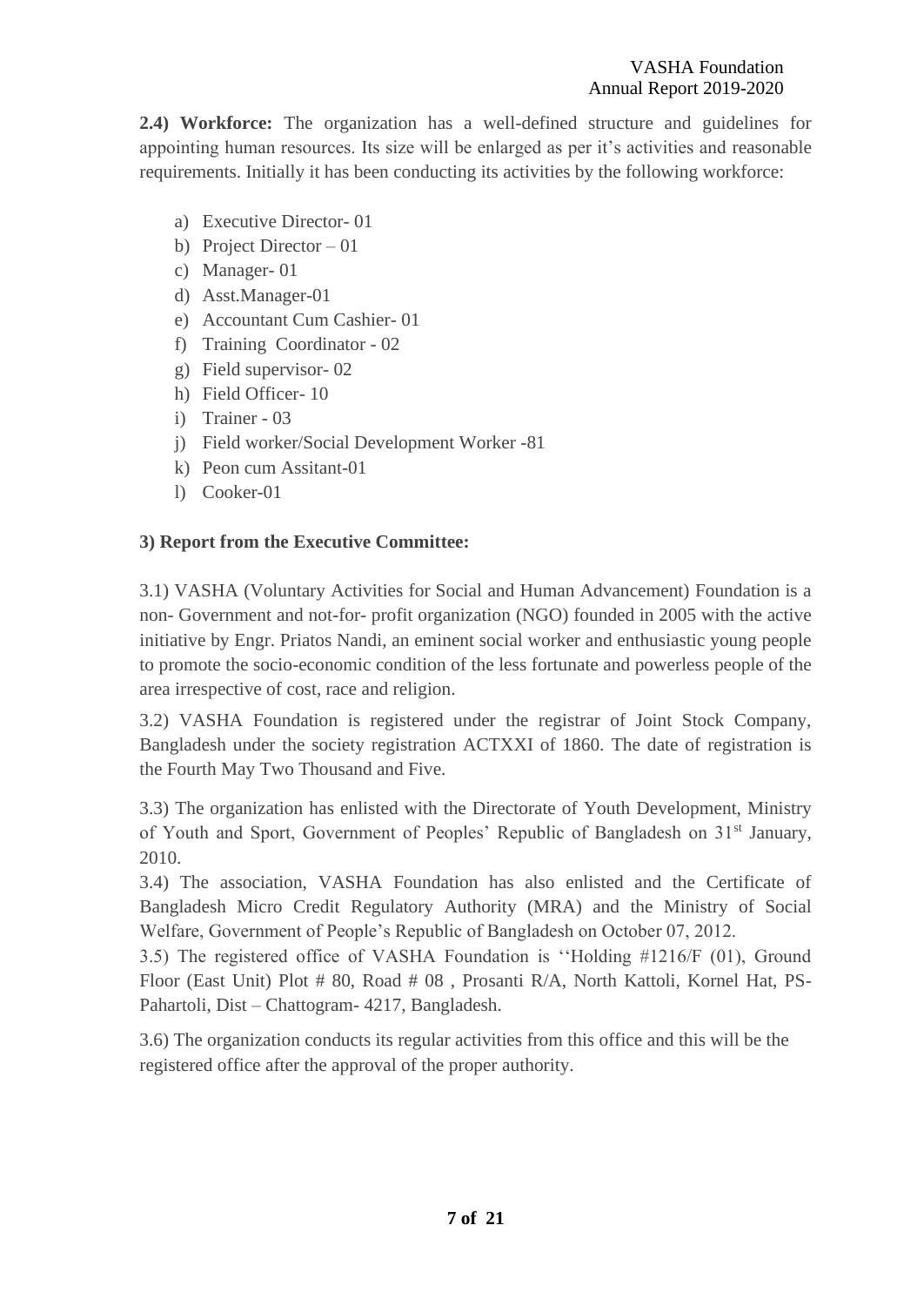**2.4) Workforce:** The organization has a well-defined structure and guidelines for appointing human resources. Its size will be enlarged as per it's activities and reasonable requirements. Initially it has been conducting its activities by the following workforce:

a) Executive Director- 01
b) Project Director – 01
c) Manager- 01
d) Asst.Manager-01
e) Accountant Cum Cashier- 01
f) Training Coordinator - 02
g) Field supervisor- 02
h) Field Officer- 10
i) Trainer - 03
j) Field worker/Social Development Worker -81
k) Peon cum Assitant-01
l) Cooker-01

**3) Report from the Executive Committee:**

3.1) VASHA (Voluntary Activities for Social and Human Advancement) Foundation is a non- Government and not-for- profit organization (NGO) founded in 2005 with the active initiative by Engr. Priatos Nandi, an eminent social worker and enthusiastic young people to promote the socio-economic condition of the less fortunate and powerless people of the area irrespective of cost, race and religion.

3.2) VASHA Foundation is registered under the registrar of Joint Stock Company, Bangladesh under the society registration ACTXXI of 1860. The date of registration is the Fourth May Two Thousand and Five.

3.3) The organization has enlisted with the Directorate of Youth Development, Ministry of Youth and Sport, Government of Peoples' Republic of Bangladesh on 31st January, 2010.

3.4) The association, VASHA Foundation has also enlisted and the Certificate of Bangladesh Micro Credit Regulatory Authority (MRA) and the Ministry of Social Welfare, Government of People's Republic of Bangladesh on October 07, 2012.

3.5) The registered office of VASHA Foundation is ''Holding #1216/F (01), Ground Floor (East Unit) Plot # 80, Road # 08 , Prosanti R/A, North Kattoli, Kornel Hat, PS-Pahartoli, Dist – Chattogram- 4217, Bangladesh.

3.6) The organization conducts its regular activities from this office and this will be the registered office after the approval of the proper authority.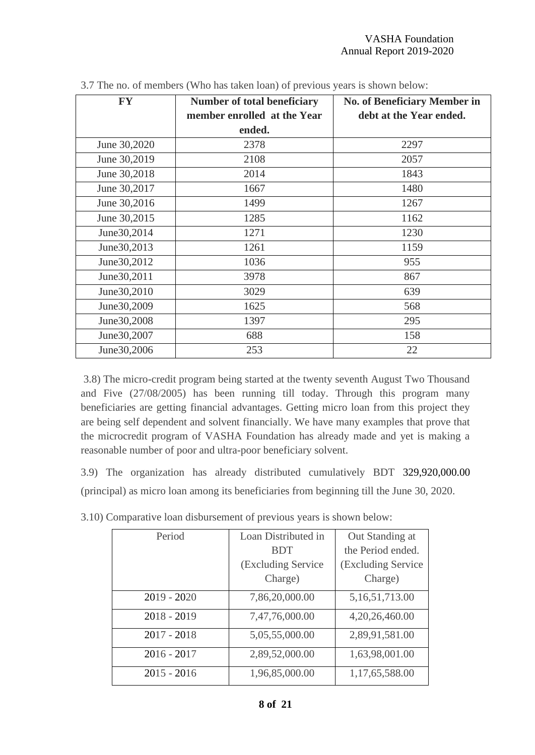3.7 The no. of members (Who has taken loan) of previous years is shown below:

| FY | Number of total beneficiary member enrolled at the Year ended. | No. of Beneficiary Member in debt at the Year ended. |
|---|---|---|
| June 30,2020 | 2378 | 2297 |
| June 30,2019 | 2108 | 2057 |
| June 30,2018 | 2014 | 1843 |
| June 30,2017 | 1667 | 1480 |
| June 30,2016 | 1499 | 1267 |
| June 30,2015 | 1285 | 1162 |
| June30,2014 | 1271 | 1230 |
| June30,2013 | 1261 | 1159 |
| June30,2012 | 1036 | 955 |
| June30,2011 | 3978 | 867 |
| June30,2010 | 3029 | 639 |
| June30,2009 | 1625 | 568 |
| June30,2008 | 1397 | 295 |
| June30,2007 | 688 | 158 |
| June30,2006 | 253 | 22 |

3.8) The micro-credit program being started at the twenty seventh August Two Thousand and Five (27/08/2005) has been running till today. Through this program many beneficiaries are getting financial advantages. Getting micro loan from this project they are being self dependent and solvent financially. We have many examples that prove that the microcredit program of VASHA Foundation has already made and yet is making a reasonable number of poor and ultra-poor beneficiary solvent.

3.9) The organization has already distributed cumulatively BDT 329,920,000.00 (principal) as micro loan among its beneficiaries from beginning till the June 30, 2020.

3.10) Comparative loan disbursement of previous years is shown below:

| Period | Loan Distributed in BDT (Excluding Service Charge) | Out Standing at the Period ended. (Excluding Service Charge) |
|---|---|---|
| 2019 - 2020 | 7,86,20,000.00 | 5,16,51,713.00 |
| 2018 - 2019 | 7,47,76,000.00 | 4,20,26,460.00 |
| 2017 - 2018 | 5,05,55,000.00 | 2,89,91,581.00 |
| 2016 - 2017 | 2,89,52,000.00 | 1,63,98,001.00 |
| 2015 - 2016 | 1,96,85,000.00 | 1,17,65,588.00 |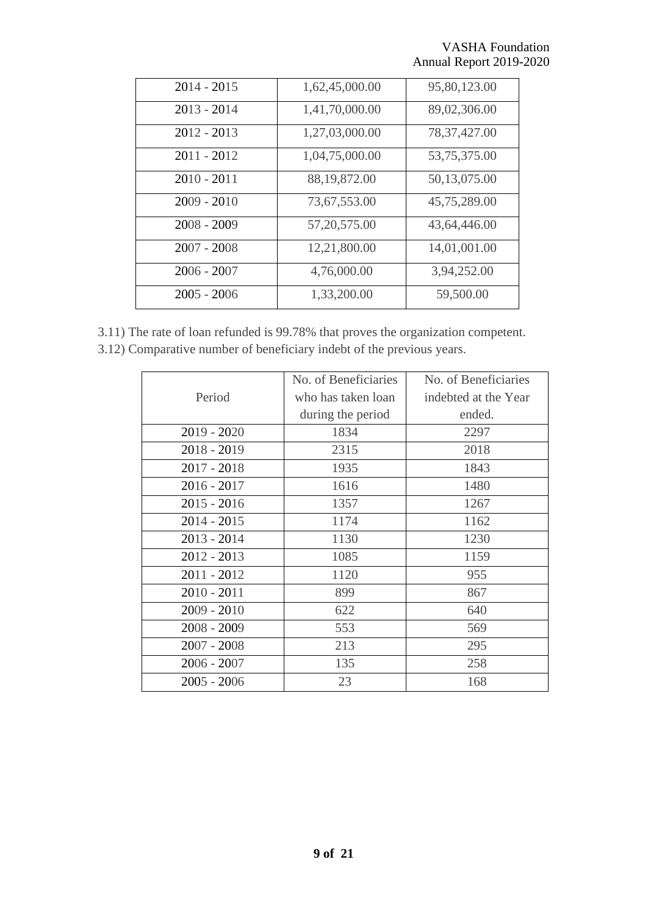| 2014 - 2015 | 1,62,45,000.00 | 95,80,123.00 |
|---|---|---|
| 2013 - 2014 | 1,41,70,000.00 | 89,02,306.00 |
| 2012 - 2013 | 1,27,03,000.00 | 78,37,427.00 |
| 2011 - 2012 | 1,04,75,000.00 | 53,75,375.00 |
| 2010 - 2011 | 88,19,872.00 | 50,13,075.00 |
| 2009 - 2010 | 73,67,553.00 | 45,75,289.00 |
| 2008 - 2009 | 57,20,575.00 | 43,64,446.00 |
| 2007 - 2008 | 12,21,800.00 | 14,01,001.00 |
| 2006 - 2007 | 4,76,000.00 | 3,94,252.00 |
| 2005 - 2006 | 1,33,200.00 | 59,500.00 |

3.11) The rate of loan refunded is 99.78% that proves the organization competent.

3.12) Comparative number of beneficiary indebt of the previous years.

| Period | No. of Beneficiaries who has taken loan during the period | No. of Beneficiaries indebted at the Year ended. |
|---|---|---|
| 2019 - 2020 | 1834 | 2297 |
| 2018 - 2019 | 2315 | 2018 |
| 2017 - 2018 | 1935 | 1843 |
| 2016 - 2017 | 1616 | 1480 |
| 2015 - 2016 | 1357 | 1267 |
| 2014 - 2015 | 1174 | 1162 |
| 2013 - 2014 | 1130 | 1230 |
| 2012 - 2013 | 1085 | 1159 |
| 2011 - 2012 | 1120 | 955 |
| 2010 - 2011 | 899 | 867 |
| 2009 - 2010 | 622 | 640 |
| 2008 - 2009 | 553 | 569 |
| 2007 - 2008 | 213 | 295 |
| 2006 - 2007 | 135 | 258 |
| 2005 - 2006 | 23 | 168 |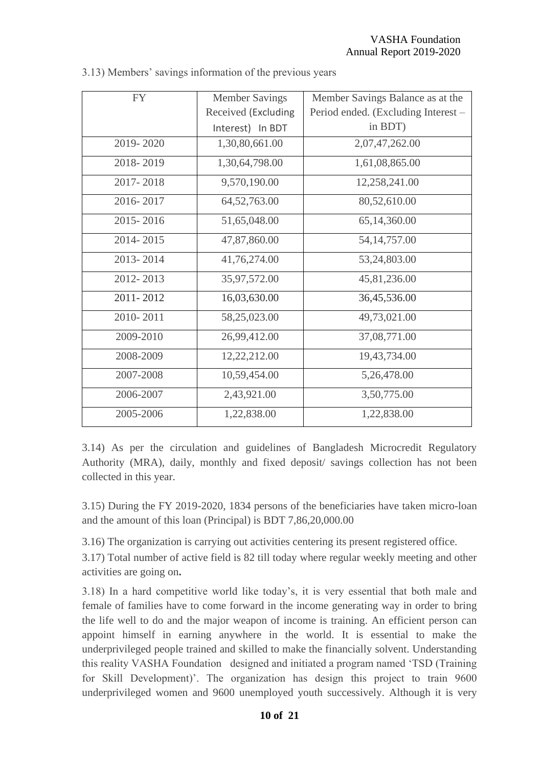3.13) Members' savings information of the previous years

| FY | Member Savings Received (Excluding Interest) In BDT | Member Savings Balance as at the Period ended. (Excluding Interest – in BDT) |
|---|---|---|
| 2019- 2020 | 1,30,80,661.00 | 2,07,47,262.00 |
| 2018- 2019 | 1,30,64,798.00 | 1,61,08,865.00 |
| 2017- 2018 | 9,570,190.00 | 12,258,241.00 |
| 2016- 2017 | 64,52,763.00 | 80,52,610.00 |
| 2015- 2016 | 51,65,048.00 | 65,14,360.00 |
| 2014- 2015 | 47,87,860.00 | 54,14,757.00 |
| 2013- 2014 | 41,76,274.00 | 53,24,803.00 |
| 2012- 2013 | 35,97,572.00 | 45,81,236.00 |
| 2011- 2012 | 16,03,630.00 | 36,45,536.00 |
| 2010- 2011 | 58,25,023.00 | 49,73,021.00 |
| 2009-2010 | 26,99,412.00 | 37,08,771.00 |
| 2008-2009 | 12,22,212.00 | 19,43,734.00 |
| 2007-2008 | 10,59,454.00 | 5,26,478.00 |
| 2006-2007 | 2,43,921.00 | 3,50,775.00 |
| 2005-2006 | 1,22,838.00 | 1,22,838.00 |

3.14) As per the circulation and guidelines of Bangladesh Microcredit Regulatory Authority (MRA), daily, monthly and fixed deposit/ savings collection has not been collected in this year.

3.15) During the FY 2019-2020, 1834 persons of the beneficiaries have taken micro-loan and the amount of this loan (Principal) is BDT 7,86,20,000.00

3.16) The organization is carrying out activities centering its present registered office.

3.17) Total number of active field is 82 till today where regular weekly meeting and other activities are going on**.**

3.18) In a hard competitive world like today's, it is very essential that both male and female of families have to come forward in the income generating way in order to bring the life well to do and the major weapon of income is training. An efficient person can appoint himself in earning anywhere in the world. It is essential to make the underprivileged people trained and skilled to make the financially solvent. Understanding this reality VASHA Foundation designed and initiated a program named 'TSD (Training for Skill Development)'. The organization has design this project to train 9600 underprivileged women and 9600 unemployed youth successively. Although it is very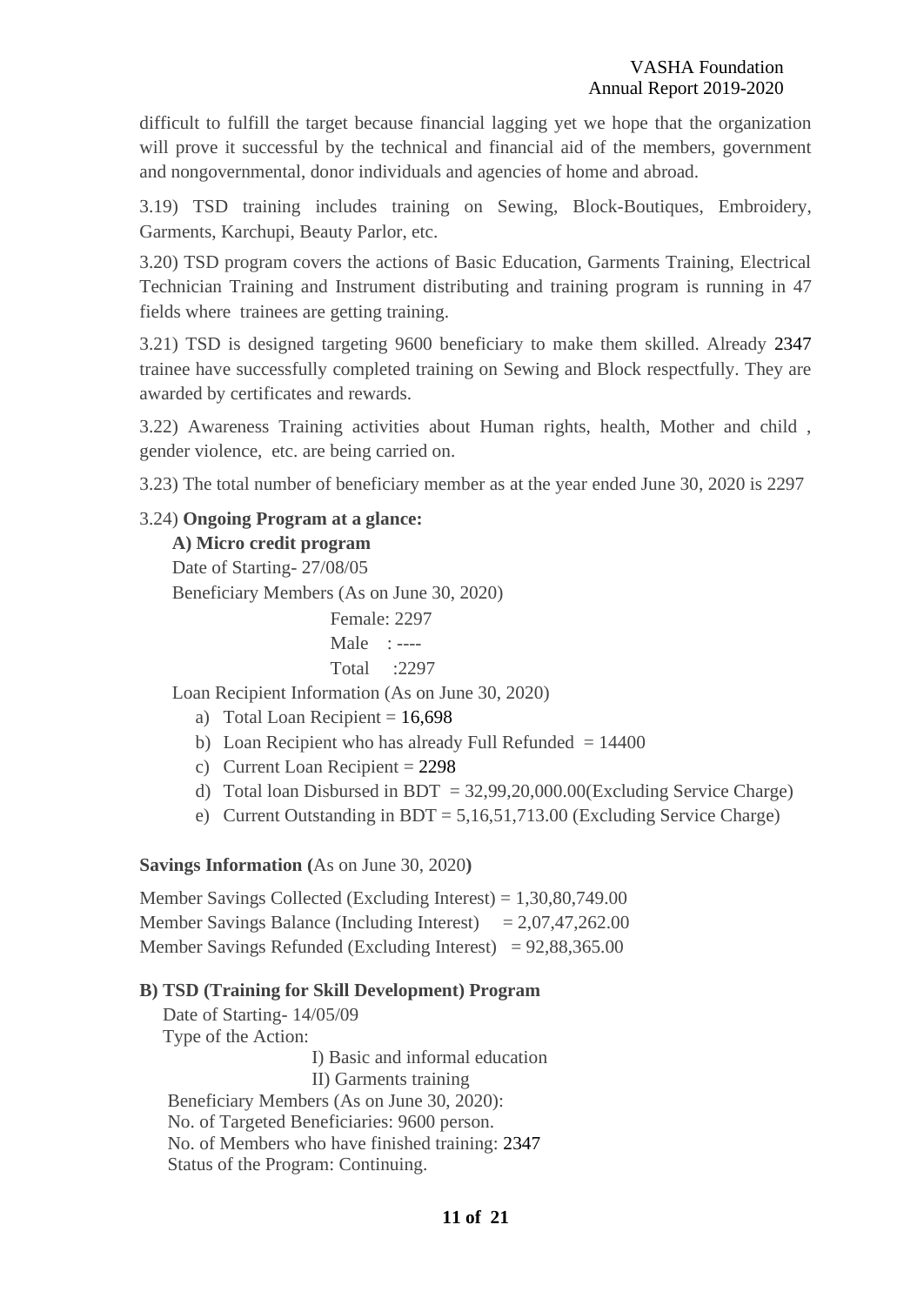difficult to fulfill the target because financial lagging yet we hope that the organization will prove it successful by the technical and financial aid of the members, government and nongovernmental, donor individuals and agencies of home and abroad.

3.19) TSD training includes training on Sewing, Block-Boutiques, Embroidery, Garments, Karchupi, Beauty Parlor, etc.

3.20) TSD program covers the actions of Basic Education, Garments Training, Electrical Technician Training and Instrument distributing and training program is running in 47 fields where trainees are getting training.

3.21) TSD is designed targeting 9600 beneficiary to make them skilled. Already 2347 trainee have successfully completed training on Sewing and Block respectfully. They are awarded by certificates and rewards.

3.22) Awareness Training activities about Human rights, health, Mother and child , gender violence, etc. are being carried on.

3.23) The total number of beneficiary member as at the year ended June 30, 2020 is 2297

3.24) **Ongoing Program at a glance:**

**A) Micro credit program**

Date of Starting- 27/08/05

Beneficiary Members (As on June 30, 2020)

Female: 2297
Male : ----
Total :2297

Loan Recipient Information (As on June 30, 2020)

a) Total Loan Recipient = 16,698
b) Loan Recipient who has already Full Refunded = 14400
c) Current Loan Recipient = 2298
d) Total loan Disbursed in BDT = 32,99,20,000.00(Excluding Service Charge)
e) Current Outstanding in BDT = 5,16,51,713.00 (Excluding Service Charge)

**Savings Information (**As on June 30, 2020**)**

Member Savings Collected (Excluding Interest) = 1,30,80,749.00
Member Savings Balance (Including Interest) = 2,07,47,262.00
Member Savings Refunded (Excluding Interest) = 92,88,365.00

**B) TSD (Training for Skill Development) Program**

Date of Starting- 14/05/09

Type of the Action:

I) Basic and informal education
II) Garments training

Beneficiary Members (As on June 30, 2020):
No. of Targeted Beneficiaries: 9600 person.
No. of Members who have finished training: 2347
Status of the Program: Continuing.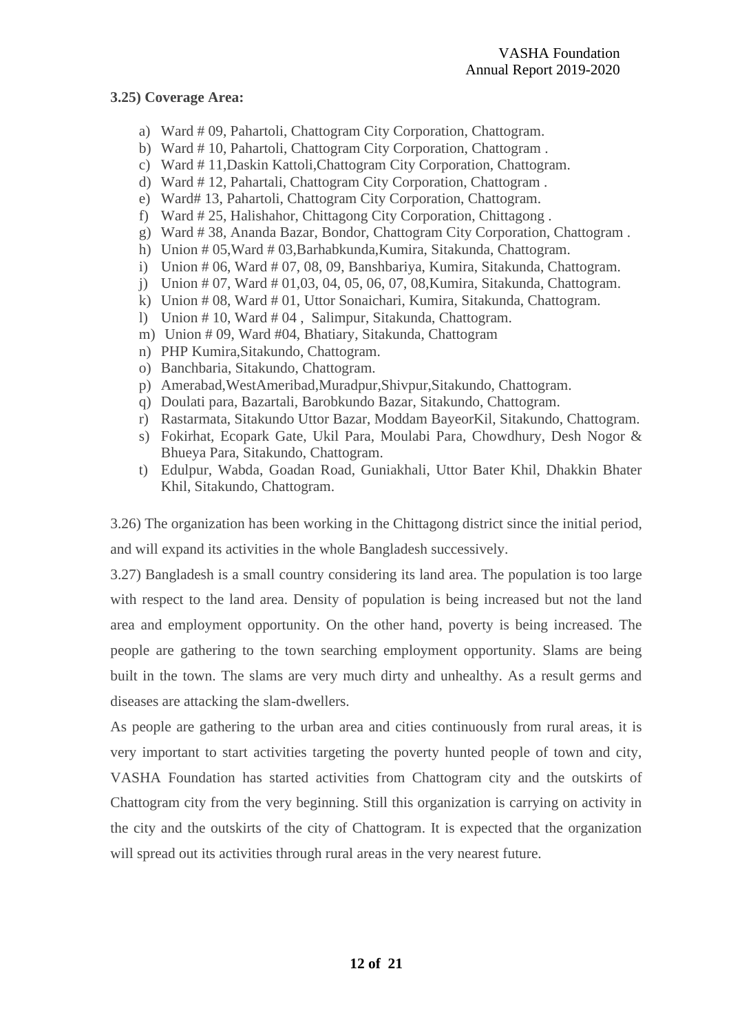**3.25) Coverage Area:**

a) Ward # 09, Pahartoli, Chattogram City Corporation, Chattogram.
b) Ward # 10, Pahartoli, Chattogram City Corporation, Chattogram .
c) Ward # 11,Daskin Kattoli,Chattogram City Corporation, Chattogram.
d) Ward # 12, Pahartali, Chattogram City Corporation, Chattogram .
e) Ward# 13, Pahartoli, Chattogram City Corporation, Chattogram.
f) Ward # 25, Halishahor, Chittagong City Corporation, Chittagong .
g) Ward # 38, Ananda Bazar, Bondor, Chattogram City Corporation, Chattogram .
h) Union # 05,Ward # 03,Barhabkunda,Kumira, Sitakunda, Chattogram.
i) Union # 06, Ward # 07, 08, 09, Banshbariya, Kumira, Sitakunda, Chattogram.
j) Union # 07, Ward # 01,03, 04, 05, 06, 07, 08,Kumira, Sitakunda, Chattogram.
k) Union # 08, Ward # 01, Uttor Sonaichari, Kumira, Sitakunda, Chattogram.
l) Union # 10, Ward # 04 , Salimpur, Sitakunda, Chattogram.
m) Union # 09, Ward #04, Bhatiary, Sitakunda, Chattogram
n) PHP Kumira,Sitakundo, Chattogram.
o) Banchbaria, Sitakundo, Chattogram.
p) Amerabad,WestAmeribad,Muradpur,Shivpur,Sitakundo, Chattogram.
q) Doulati para, Bazartali, Barobkundo Bazar, Sitakundo, Chattogram.
r) Rastarmata, Sitakundo Uttor Bazar, Moddam BayeorKil, Sitakundo, Chattogram.
s) Fokirhat, Ecopark Gate, Ukil Para, Moulabi Para, Chowdhury, Desh Nogor & Bhueya Para, Sitakundo, Chattogram.
t) Edulpur, Wabda, Goadan Road, Guniakhali, Uttor Bater Khil, Dhakkin Bhater Khil, Sitakundo, Chattogram.

3.26) The organization has been working in the Chittagong district since the initial period, and will expand its activities in the whole Bangladesh successively.

3.27) Bangladesh is a small country considering its land area. The population is too large with respect to the land area. Density of population is being increased but not the land area and employment opportunity. On the other hand, poverty is being increased. The people are gathering to the town searching employment opportunity. Slams are being built in the town. The slams are very much dirty and unhealthy. As a result germs and diseases are attacking the slam-dwellers.

As people are gathering to the urban area and cities continuously from rural areas, it is very important to start activities targeting the poverty hunted people of town and city, VASHA Foundation has started activities from Chattogram city and the outskirts of Chattogram city from the very beginning. Still this organization is carrying on activity in the city and the outskirts of the city of Chattogram. It is expected that the organization will spread out its activities through rural areas in the very nearest future.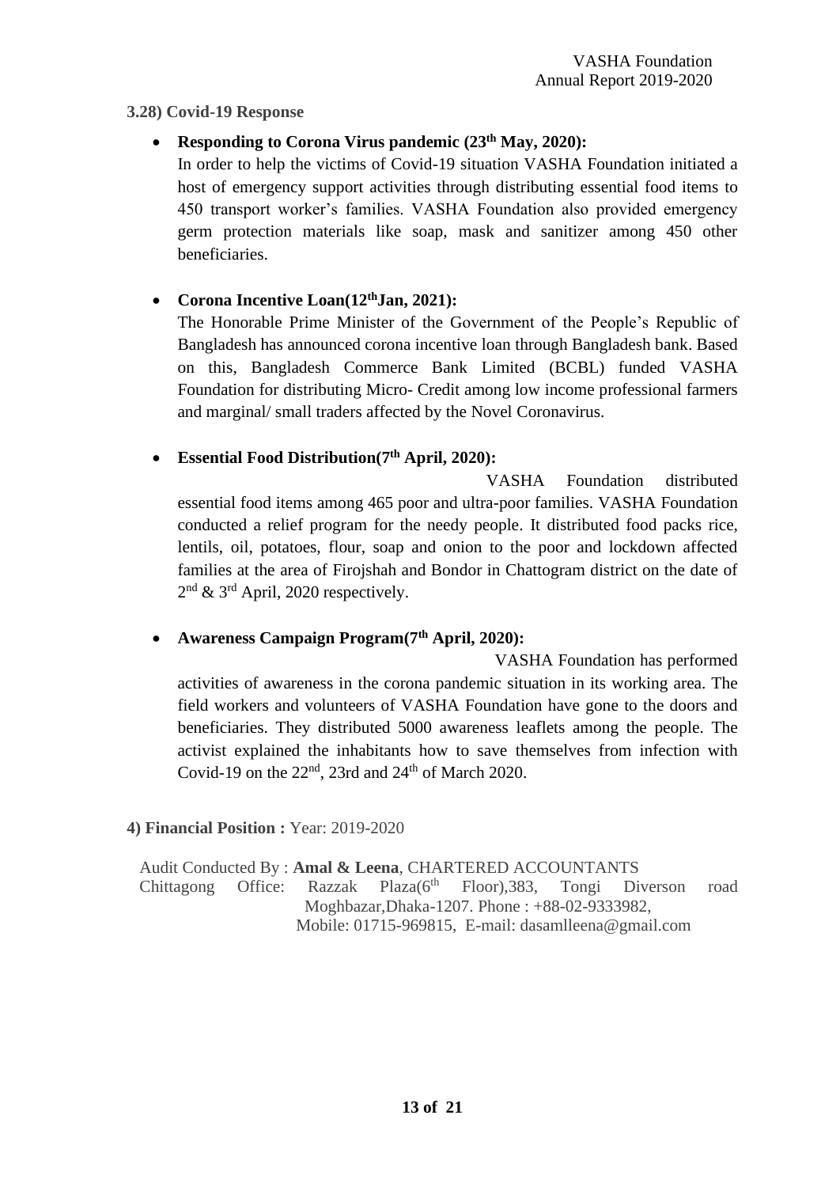**3.28) Covid-19 Response**

- **Responding to Corona Virus pandemic (23th May, 2020):**

  In order to help the victims of Covid-19 situation VASHA Foundation initiated a host of emergency support activities through distributing essential food items to 450 transport worker's families. VASHA Foundation also provided emergency germ protection materials like soap, mask and sanitizer among 450 other beneficiaries.

- **Corona Incentive Loan(12thJan, 2021):**

  The Honorable Prime Minister of the Government of the People's Republic of Bangladesh has announced corona incentive loan through Bangladesh bank. Based on this, Bangladesh Commerce Bank Limited (BCBL) funded VASHA Foundation for distributing Micro- Credit among low income professional farmers and marginal/ small traders affected by the Novel Coronavirus.

- **Essential Food Distribution(7th April, 2020):**

  VASHA Foundation distributed essential food items among 465 poor and ultra-poor families. VASHA Foundation conducted a relief program for the needy people. It distributed food packs rice, lentils, oil, potatoes, flour, soap and onion to the poor and lockdown affected families at the area of Firojshah and Bondor in Chattogram district on the date of 2nd & 3rd April, 2020 respectively.

- **Awareness Campaign Program(7th April, 2020):**

  VASHA Foundation has performed activities of awareness in the corona pandemic situation in its working area. The field workers and volunteers of VASHA Foundation have gone to the doors and beneficiaries. They distributed 5000 awareness leaflets among the people. The activist explained the inhabitants how to save themselves from infection with Covid-19 on the 22nd, 23rd and 24th of March 2020.

**4) Financial Position :** Year: 2019-2020

Audit Conducted By : **Amal & Leena**, CHARTERED ACCOUNTANTS
Chittagong Office: Razzak Plaza(6th Floor),383, Tongi Diverson road Moghbazar,Dhaka-1207. Phone : +88-02-9333982,
Mobile: 01715-969815, E-mail: dasamlleena@gmail.com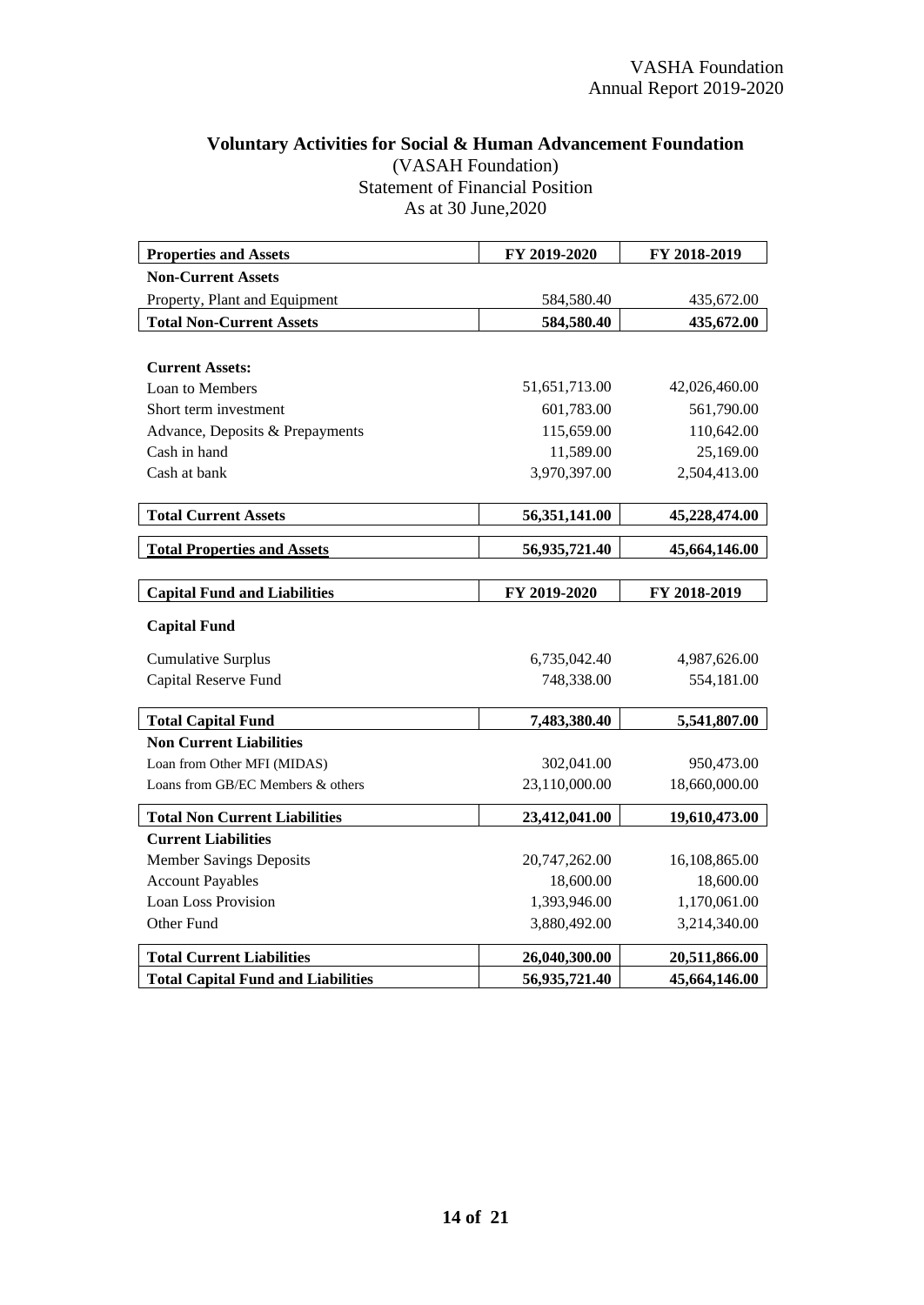## Voluntary Activities for Social & Human Advancement Foundation

(VASAH Foundation)
Statement of Financial Position
As at 30 June,2020

| **Properties and Assets** | **FY 2019-2020** | **FY 2018-2019** |
|---|---|---|
| **Non-Current Assets** | | |
| Property, Plant and Equipment | 584,580.40 | 435,672.00 |
| **Total Non-Current Assets** | **584,580.40** | **435,672.00** |
| | | |
| **Current Assets:** | | |
| Loan to Members | 51,651,713.00 | 42,026,460.00 |
| Short term investment | 601,783.00 | 561,790.00 |
| Advance, Deposits & Prepayments | 115,659.00 | 110,642.00 |
| Cash in hand | 11,589.00 | 25,169.00 |
| Cash at bank | 3,970,397.00 | 2,504,413.00 |
| **Total Current Assets** | **56,351,141.00** | **45,228,474.00** |
| **Total Properties and Assets** | **56,935,721.40** | **45,664,146.00** |

| **Capital Fund and Liabilities** | **FY 2019-2020** | **FY 2018-2019** |
|---|---|---|
| **Capital Fund** | | |
| Cumulative Surplus | 6,735,042.40 | 4,987,626.00 |
| Capital Reserve Fund | 748,338.00 | 554,181.00 |
| **Total Capital Fund** | **7,483,380.40** | **5,541,807.00** |
| **Non Current Liabilities** | | |
| Loan from Other MFI (MIDAS) | 302,041.00 | 950,473.00 |
| Loans from GB/EC Members & others | 23,110,000.00 | 18,660,000.00 |
| **Total Non Current Liabilities** | **23,412,041.00** | **19,610,473.00** |
| **Current Liabilities** | | |
| Member Savings Deposits | 20,747,262.00 | 16,108,865.00 |
| Account Payables | 18,600.00 | 18,600.00 |
| Loan Loss Provision | 1,393,946.00 | 1,170,061.00 |
| Other Fund | 3,880,492.00 | 3,214,340.00 |
| **Total Current Liabilities** | **26,040,300.00** | **20,511,866.00** |
| **Total Capital Fund and Liabilities** | **56,935,721.40** | **45,664,146.00** |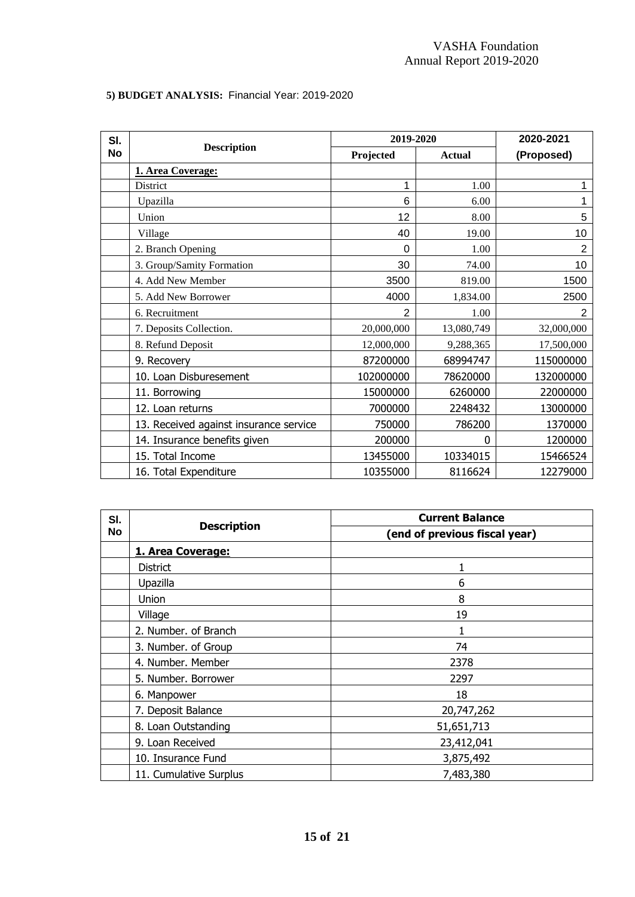**5) BUDGET ANALYSIS:** Financial Year: 2019-2020

| Sl. No | Description | 2019-2020 | | 2020-2021 |
|---|---|---|---|---|
| | | Projected | Actual | (Proposed) |
| | **1. Area Coverage:** | | | |
| | District | 1 | 1.00 | 1 |
| | Upazilla | 6 | 6.00 | 1 |
| | Union | 12 | 8.00 | 5 |
| | Village | 40 | 19.00 | 10 |
| | 2. Branch Opening | 0 | 1.00 | 2 |
| | 3. Group/Samity Formation | 30 | 74.00 | 10 |
| | 4. Add New Member | 3500 | 819.00 | 1500 |
| | 5. Add New Borrower | 4000 | 1,834.00 | 2500 |
| | 6. Recruitment | 2 | 1.00 | 2 |
| | 7. Deposits Collection. | 20,000,000 | 13,080,749 | 32,000,000 |
| | 8. Refund Deposit | 12,000,000 | 9,288,365 | 17,500,000 |
| | 9. Recovery | 87200000 | 68994747 | 115000000 |
| | 10. Loan Disburesement | 102000000 | 78620000 | 132000000 |
| | 11. Borrowing | 15000000 | 6260000 | 22000000 |
| | 12. Loan returns | 7000000 | 2248432 | 13000000 |
| | 13. Received against insurance service | 750000 | 786200 | 1370000 |
| | 14. Insurance benefits given | 200000 | 0 | 1200000 |
| | 15. Total Income | 13455000 | 10334015 | 15466524 |
| | 16. Total Expenditure | 10355000 | 8116624 | 12279000 |

| Sl. No | Description | Current Balance (end of previous fiscal year) |
|---|---|---|
| | **1. Area Coverage:** | |
| | District | 1 |
| | Upazilla | 6 |
| | Union | 8 |
| | Village | 19 |
| | 2. Number. of Branch | 1 |
| | 3. Number. of Group | 74 |
| | 4. Number. Member | 2378 |
| | 5. Number. Borrower | 2297 |
| | 6. Manpower | 18 |
| | 7. Deposit Balance | 20,747,262 |
| | 8. Loan Outstanding | 51,651,713 |
| | 9. Loan Received | 23,412,041 |
| | 10. Insurance Fund | 3,875,492 |
| | 11. Cumulative Surplus | 7,483,380 |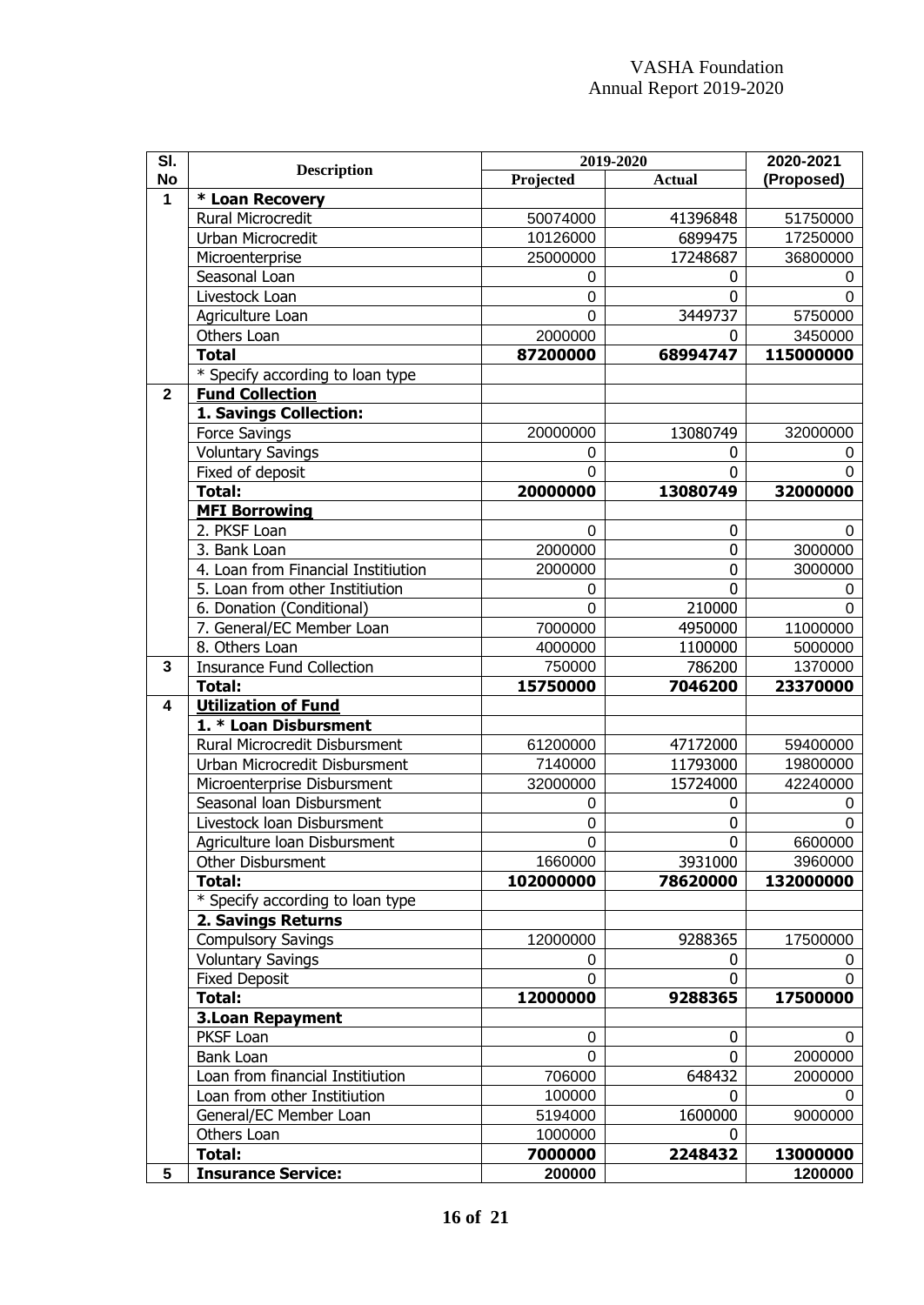| Sl. No | Description | 2019-2020 | | 2020-2021 |
|---|---|---|---|---|
| | | **Projected** | **Actual** | **(Proposed)** |
| **1** | **\* Loan Recovery** | | | |
| | Rural Microcredit | 50074000 | 41396848 | 51750000 |
| | Urban Microcredit | 10126000 | 6899475 | 17250000 |
| | Microenterprise | 25000000 | 17248687 | 36800000 |
| | Seasonal Loan | 0 | 0 | 0 |
| | Livestock Loan | 0 | 0 | 0 |
| | Agriculture Loan | 0 | 3449737 | 5750000 |
| | Others Loan | 2000000 | 0 | 3450000 |
| | **Total** | **87200000** | **68994747** | **115000000** |
| | * Specify according to loan type | | | |
| **2** | **Fund Collection** | | | |
| | **1. Savings Collection:** | | | |
| | Force Savings | 20000000 | 13080749 | 32000000 |
| | Voluntary Savings | 0 | 0 | 0 |
| | Fixed of deposit | 0 | 0 | 0 |
| | **Total:** | **20000000** | **13080749** | **32000000** |
| | **MFI Borrowing** | | | |
| | 2. PKSF Loan | 0 | 0 | 0 |
| | 3. Bank Loan | 2000000 | 0 | 3000000 |
| | 4. Loan from Financial Institiution | 2000000 | 0 | 3000000 |
| | 5. Loan from other Institiution | 0 | 0 | 0 |
| | 6. Donation (Conditional) | 0 | 210000 | 0 |
| | 7. General/EC Member Loan | 7000000 | 4950000 | 11000000 |
| | 8. Others Loan | 4000000 | 1100000 | 5000000 |
| **3** | Insurance Fund Collection | 750000 | 786200 | 1370000 |
| | **Total:** | **15750000** | **7046200** | **23370000** |
| **4** | **Utilization of Fund** | | | |
| | **1. * Loan Disbursment** | | | |
| | Rural Microcredit Disbursment | 61200000 | 47172000 | 59400000 |
| | Urban Microcredit Disbursment | 7140000 | 11793000 | 19800000 |
| | Microenterprise Disbursment | 32000000 | 15724000 | 42240000 |
| | Seasonal loan Disbursment | 0 | 0 | 0 |
| | Livestock loan Disbursment | 0 | 0 | 0 |
| | Agriculture loan Disbursment | 0 | 0 | 6600000 |
| | Other Disbursment | 1660000 | 3931000 | 3960000 |
| | **Total:** | **102000000** | **78620000** | **132000000** |
| | * Specify according to loan type | | | |
| | **2. Savings Returns** | | | |
| | Compulsory Savings | 12000000 | 9288365 | 17500000 |
| | Voluntary Savings | 0 | 0 | 0 |
| | Fixed Deposit | 0 | 0 | 0 |
| | **Total:** | **12000000** | **9288365** | **17500000** |
| | **3.Loan Repayment** | | | |
| | PKSF Loan | 0 | 0 | 0 |
| | Bank Loan | 0 | 0 | 2000000 |
| | Loan from financial Institiution | 706000 | 648432 | 2000000 |
| | Loan from other Institiution | 100000 | 0 | 0 |
| | General/EC Member Loan | 5194000 | 1600000 | 9000000 |
| | Others Loan | 1000000 | 0 | |
| | **Total:** | **7000000** | **2248432** | **13000000** |
| **5** | **Insurance Service:** | **200000** | | **1200000** |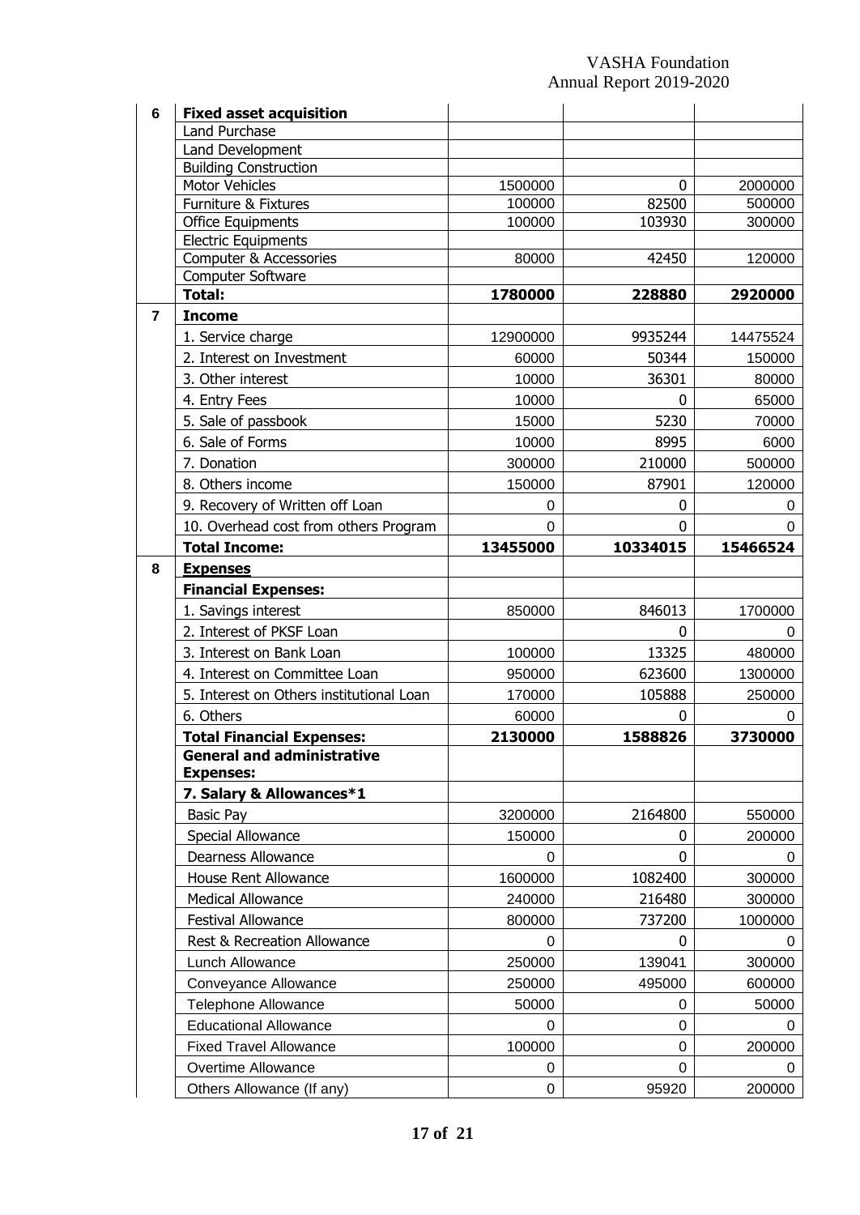| | | | | |
|---|---|---|---|---|
| 6 | **Fixed asset acquisition** | | | |
| | Land Purchase | | | |
| | Land Development | | | |
| | Building Construction | | | |
| | Motor Vehicles | 1500000 | 0 | 2000000 |
| | Furniture & Fixtures | 100000 | 82500 | 500000 |
| | Office Equipments | 100000 | 103930 | 300000 |
| | Electric Equipments | | | |
| | Computer & Accessories | 80000 | 42450 | 120000 |
| | Computer Software | | | |
| | **Total:** | **1780000** | **228880** | **2920000** |
| 7 | **Income** | | | |
| | 1. Service charge | 12900000 | 9935244 | 14475524 |
| | 2. Interest on Investment | 60000 | 50344 | 150000 |
| | 3. Other interest | 10000 | 36301 | 80000 |
| | 4. Entry Fees | 10000 | 0 | 65000 |
| | 5. Sale of passbook | 15000 | 5230 | 70000 |
| | 6. Sale of Forms | 10000 | 8995 | 6000 |
| | 7. Donation | 300000 | 210000 | 500000 |
| | 8. Others income | 150000 | 87901 | 120000 |
| | 9. Recovery of Written off Loan | 0 | 0 | 0 |
| | 10. Overhead cost from others Program | 0 | 0 | 0 |
| | **Total Income:** | **13455000** | **10334015** | **15466524** |
| 8 | **Expenses** | | | |
| | **Financial Expenses:** | | | |
| | 1. Savings interest | 850000 | 846013 | 1700000 |
| | 2. Interest of PKSF Loan | | 0 | 0 |
| | 3. Interest on Bank Loan | 100000 | 13325 | 480000 |
| | 4. Interest on Committee Loan | 950000 | 623600 | 1300000 |
| | 5. Interest on Others institutional Loan | 170000 | 105888 | 250000 |
| | 6. Others | 60000 | 0 | 0 |
| | **Total Financial Expenses:** | **2130000** | **1588826** | **3730000** |
| | **General and administrative Expenses:** | | | |
| | **7. Salary & Allowances*1** | | | |
| | Basic Pay | 3200000 | 2164800 | 550000 |
| | Special Allowance | 150000 | 0 | 200000 |
| | Dearness Allowance | 0 | 0 | 0 |
| | House Rent Allowance | 1600000 | 1082400 | 300000 |
| | Medical Allowance | 240000 | 216480 | 300000 |
| | Festival Allowance | 800000 | 737200 | 1000000 |
| | Rest & Recreation Allowance | 0 | 0 | 0 |
| | Lunch Allowance | 250000 | 139041 | 300000 |
| | Conveyance Allowance | 250000 | 495000 | 600000 |
| | Telephone Allowance | 50000 | 0 | 50000 |
| | Educational Allowance | 0 | 0 | 0 |
| | Fixed Travel Allowance | 100000 | 0 | 200000 |
| | Overtime Allowance | 0 | 0 | 0 |
| | Others Allowance (If any) | 0 | 95920 | 200000 |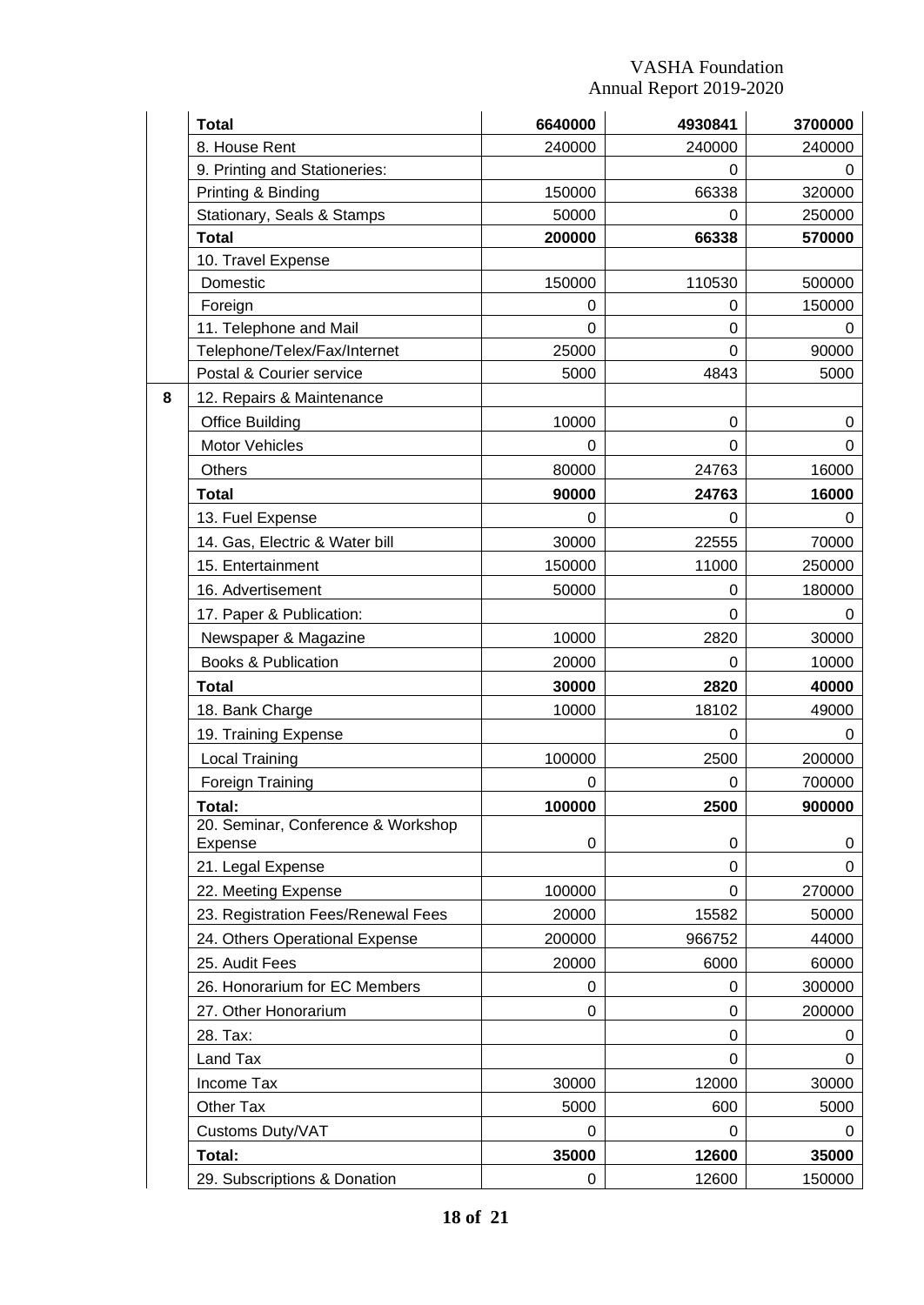|   | **Total** | **6640000** | **4930841** | **3700000** |
|---|---|---|---|---|
|   | 8. House Rent | 240000 | 240000 | 240000 |
|   | 9. Printing and Stationeries: |   | 0 | 0 |
|   | Printing & Binding | 150000 | 66338 | 320000 |
|   | Stationary, Seals & Stamps | 50000 | 0 | 250000 |
|   | **Total** | **200000** | **66338** | **570000** |
|   | 10. Travel Expense |   |   |   |
|   | Domestic | 150000 | 110530 | 500000 |
|   | Foreign | 0 | 0 | 150000 |
|   | 11. Telephone and Mail | 0 | 0 | 0 |
|   | Telephone/Telex/Fax/Internet | 25000 | 0 | 90000 |
|   | Postal & Courier service | 5000 | 4843 | 5000 |
| **8** | 12. Repairs & Maintenance |   |   |   |
|   | Office Building | 10000 | 0 | 0 |
|   | Motor Vehicles | 0 | 0 | 0 |
|   | Others | 80000 | 24763 | 16000 |
|   | **Total** | **90000** | **24763** | **16000** |
|   | 13. Fuel Expense | 0 | 0 | 0 |
|   | 14. Gas, Electric & Water bill | 30000 | 22555 | 70000 |
|   | 15. Entertainment | 150000 | 11000 | 250000 |
|   | 16. Advertisement | 50000 | 0 | 180000 |
|   | 17. Paper & Publication: |   | 0 | 0 |
|   | Newspaper & Magazine | 10000 | 2820 | 30000 |
|   | Books & Publication | 20000 | 0 | 10000 |
|   | **Total** | **30000** | **2820** | **40000** |
|   | 18. Bank Charge | 10000 | 18102 | 49000 |
|   | 19. Training Expense |   | 0 | 0 |
|   | Local Training | 100000 | 2500 | 200000 |
|   | Foreign Training | 0 | 0 | 700000 |
|   | **Total:** | **100000** | **2500** | **900000** |
|   | 20. Seminar, Conference & Workshop Expense | 0 | 0 | 0 |
|   | 21. Legal Expense |   | 0 | 0 |
|   | 22. Meeting Expense | 100000 | 0 | 270000 |
|   | 23. Registration Fees/Renewal Fees | 20000 | 15582 | 50000 |
|   | 24. Others Operational Expense | 200000 | 966752 | 44000 |
|   | 25. Audit Fees | 20000 | 6000 | 60000 |
|   | 26. Honorarium for EC Members | 0 | 0 | 300000 |
|   | 27. Other Honorarium | 0 | 0 | 200000 |
|   | 28. Tax: |   | 0 | 0 |
|   | Land Tax |   | 0 | 0 |
|   | Income Tax | 30000 | 12000 | 30000 |
|   | Other Tax | 5000 | 600 | 5000 |
|   | Customs Duty/VAT | 0 | 0 | 0 |
|   | **Total:** | **35000** | **12600** | **35000** |
|   | 29. Subscriptions & Donation | 0 | 12600 | 150000 |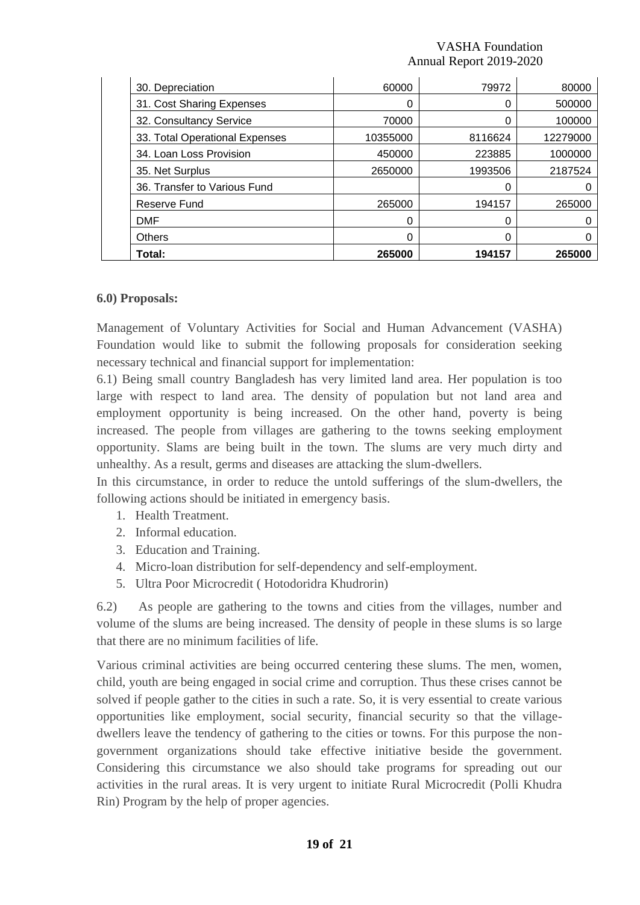| | | | |
|---|---|---|---|
| 30. Depreciation | 60000 | 79972 | 80000 |
| 31. Cost Sharing Expenses | 0 | 0 | 500000 |
| 32. Consultancy Service | 70000 | 0 | 100000 |
| 33. Total Operational Expenses | 10355000 | 8116624 | 12279000 |
| 34. Loan Loss Provision | 450000 | 223885 | 1000000 |
| 35. Net Surplus | 2650000 | 1993506 | 2187524 |
| 36. Transfer to Various Fund | | 0 | 0 |
| Reserve Fund | 265000 | 194157 | 265000 |
| DMF | 0 | 0 | 0 |
| Others | 0 | 0 | 0 |
| **Total:** | **265000** | **194157** | **265000** |

**6.0) Proposals:**

Management of Voluntary Activities for Social and Human Advancement (VASHA) Foundation would like to submit the following proposals for consideration seeking necessary technical and financial support for implementation:

6.1) Being small country Bangladesh has very limited land area. Her population is too large with respect to land area. The density of population but not land area and employment opportunity is being increased. On the other hand, poverty is being increased. The people from villages are gathering to the towns seeking employment opportunity. Slams are being built in the town. The slums are very much dirty and unhealthy. As a result, germs and diseases are attacking the slum-dwellers.

In this circumstance, in order to reduce the untold sufferings of the slum-dwellers, the following actions should be initiated in emergency basis.

1. Health Treatment.
2. Informal education.
3. Education and Training.
4. Micro-loan distribution for self-dependency and self-employment.
5. Ultra Poor Microcredit ( Hotodoridra Khudrorin)

6.2) As people are gathering to the towns and cities from the villages, number and volume of the slums are being increased. The density of people in these slums is so large that there are no minimum facilities of life.

Various criminal activities are being occurred centering these slums. The men, women, child, youth are being engaged in social crime and corruption. Thus these crises cannot be solved if people gather to the cities in such a rate. So, it is very essential to create various opportunities like employment, social security, financial security so that the village-dwellers leave the tendency of gathering to the cities or towns. For this purpose the non-government organizations should take effective initiative beside the government. Considering this circumstance we also should take programs for spreading out our activities in the rural areas. It is very urgent to initiate Rural Microcredit (Polli Khudra Rin) Program by the help of proper agencies.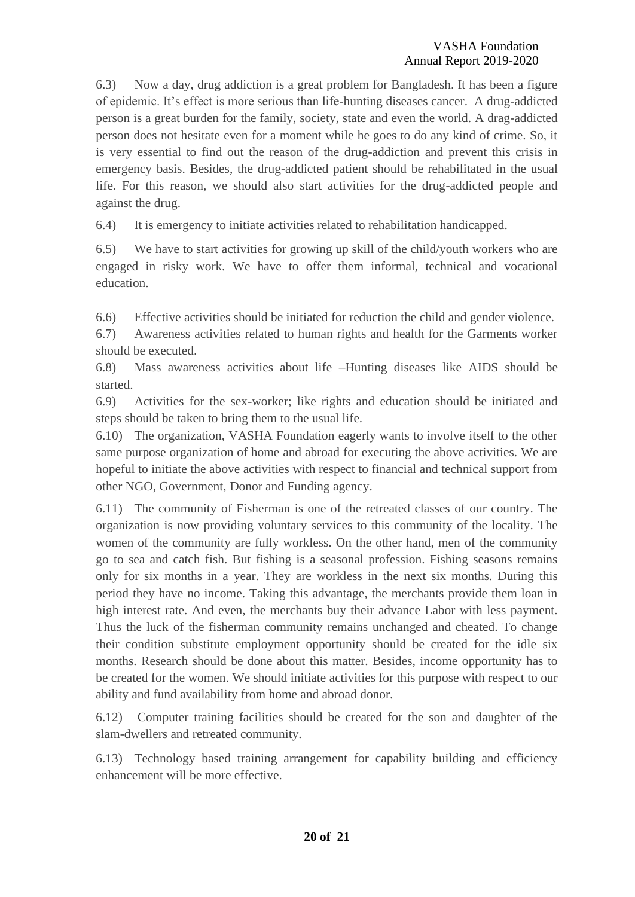6.3) Now a day, drug addiction is a great problem for Bangladesh. It has been a figure of epidemic. It's effect is more serious than life-hunting diseases cancer. A drug-addicted person is a great burden for the family, society, state and even the world. A drag-addicted person does not hesitate even for a moment while he goes to do any kind of crime. So, it is very essential to find out the reason of the drug-addiction and prevent this crisis in emergency basis. Besides, the drug-addicted patient should be rehabilitated in the usual life. For this reason, we should also start activities for the drug-addicted people and against the drug.

6.4) It is emergency to initiate activities related to rehabilitation handicapped.

6.5) We have to start activities for growing up skill of the child/youth workers who are engaged in risky work. We have to offer them informal, technical and vocational education.

6.6) Effective activities should be initiated for reduction the child and gender violence.

6.7) Awareness activities related to human rights and health for the Garments worker should be executed.

6.8) Mass awareness activities about life –Hunting diseases like AIDS should be started.

6.9) Activities for the sex-worker; like rights and education should be initiated and steps should be taken to bring them to the usual life.

6.10) The organization, VASHA Foundation eagerly wants to involve itself to the other same purpose organization of home and abroad for executing the above activities. We are hopeful to initiate the above activities with respect to financial and technical support from other NGO, Government, Donor and Funding agency.

6.11) The community of Fisherman is one of the retreated classes of our country. The organization is now providing voluntary services to this community of the locality. The women of the community are fully workless. On the other hand, men of the community go to sea and catch fish. But fishing is a seasonal profession. Fishing seasons remains only for six months in a year. They are workless in the next six months. During this period they have no income. Taking this advantage, the merchants provide them loan in high interest rate. And even, the merchants buy their advance Labor with less payment. Thus the luck of the fisherman community remains unchanged and cheated. To change their condition substitute employment opportunity should be created for the idle six months. Research should be done about this matter. Besides, income opportunity has to be created for the women. We should initiate activities for this purpose with respect to our ability and fund availability from home and abroad donor.

6.12) Computer training facilities should be created for the son and daughter of the slam-dwellers and retreated community.

6.13) Technology based training arrangement for capability building and efficiency enhancement will be more effective.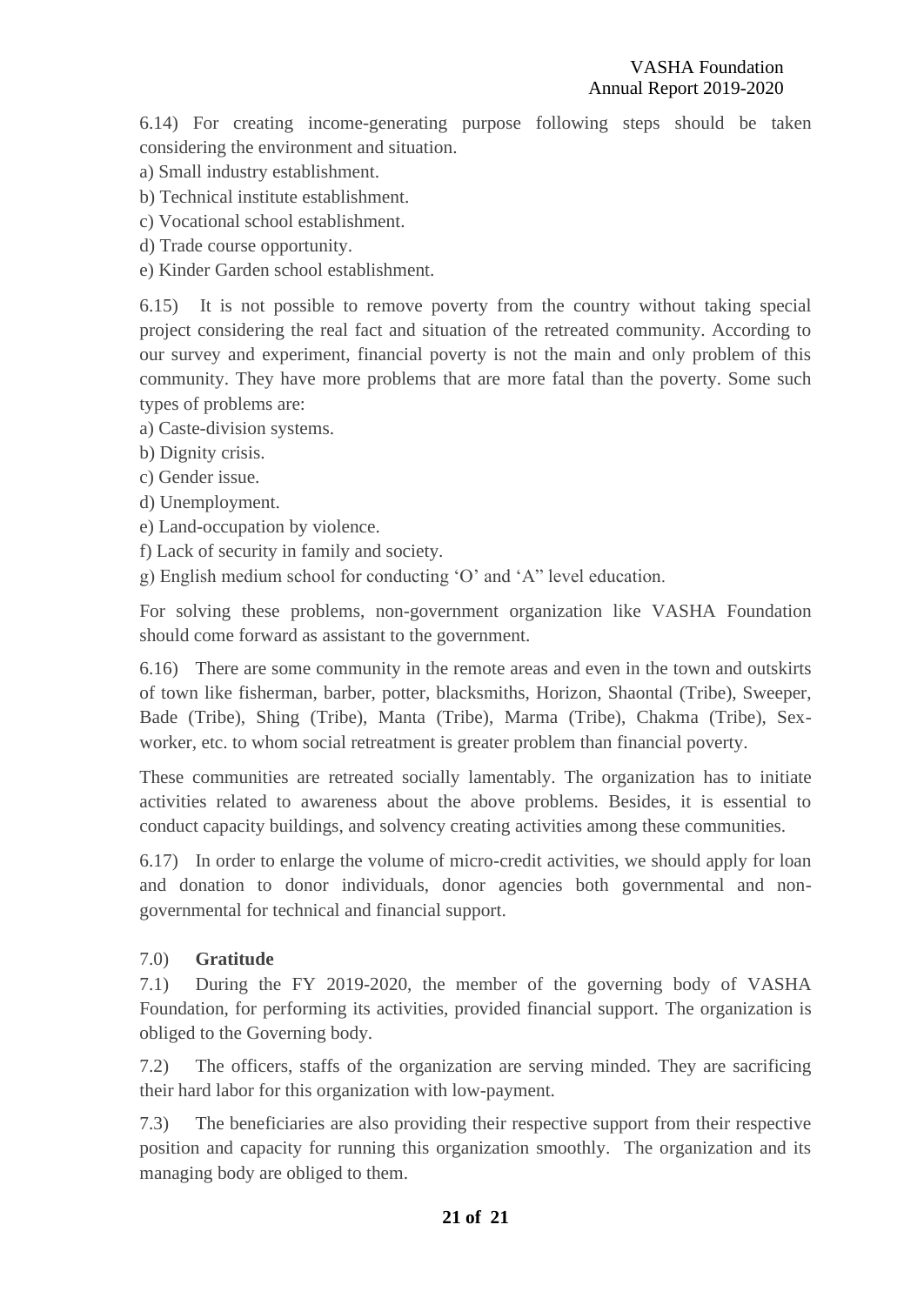6.14) For creating income-generating purpose following steps should be taken considering the environment and situation.

a) Small industry establishment.
b) Technical institute establishment.
c) Vocational school establishment.
d) Trade course opportunity.
e) Kinder Garden school establishment.

6.15) It is not possible to remove poverty from the country without taking special project considering the real fact and situation of the retreated community. According to our survey and experiment, financial poverty is not the main and only problem of this community. They have more problems that are more fatal than the poverty. Some such types of problems are:

a) Caste-division systems.
b) Dignity crisis.
c) Gender issue.
d) Unemployment.
e) Land-occupation by violence.
f) Lack of security in family and society.
g) English medium school for conducting 'O' and 'A" level education.

For solving these problems, non-government organization like VASHA Foundation should come forward as assistant to the government.

6.16) There are some community in the remote areas and even in the town and outskirts of town like fisherman, barber, potter, blacksmiths, Horizon, Shaontal (Tribe), Sweeper, Bade (Tribe), Shing (Tribe), Manta (Tribe), Marma (Tribe), Chakma (Tribe), Sex-worker, etc. to whom social retreatment is greater problem than financial poverty.

These communities are retreated socially lamentably. The organization has to initiate activities related to awareness about the above problems. Besides, it is essential to conduct capacity buildings, and solvency creating activities among these communities.

6.17) In order to enlarge the volume of micro-credit activities, we should apply for loan and donation to donor individuals, donor agencies both governmental and non-governmental for technical and financial support.

## 7.0) **Gratitude**

7.1) During the FY 2019-2020, the member of the governing body of VASHA Foundation, for performing its activities, provided financial support. The organization is obliged to the Governing body.

7.2) The officers, staffs of the organization are serving minded. They are sacrificing their hard labor for this organization with low-payment.

7.3) The beneficiaries are also providing their respective support from their respective position and capacity for running this organization smoothly. The organization and its managing body are obliged to them.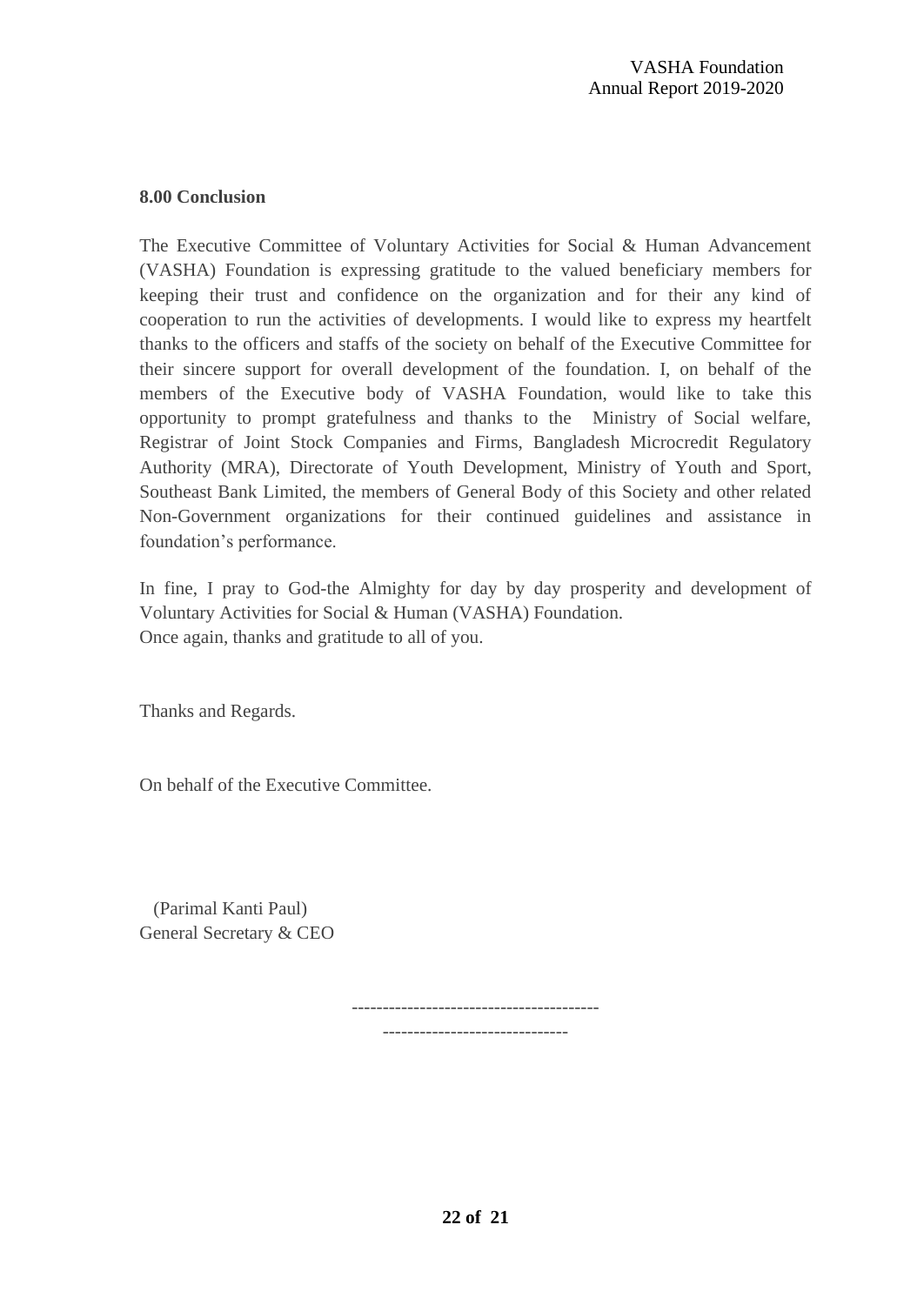## 8.00 Conclusion

The Executive Committee of Voluntary Activities for Social & Human Advancement (VASHA) Foundation is expressing gratitude to the valued beneficiary members for keeping their trust and confidence on the organization and for their any kind of cooperation to run the activities of developments. I would like to express my heartfelt thanks to the officers and staffs of the society on behalf of the Executive Committee for their sincere support for overall development of the foundation. I, on behalf of the members of the Executive body of VASHA Foundation, would like to take this opportunity to prompt gratefulness and thanks to the Ministry of Social welfare, Registrar of Joint Stock Companies and Firms, Bangladesh Microcredit Regulatory Authority (MRA), Directorate of Youth Development, Ministry of Youth and Sport, Southeast Bank Limited, the members of General Body of this Society and other related Non-Government organizations for their continued guidelines and assistance in foundation's performance.

In fine, I pray to God-the Almighty for day by day prosperity and development of Voluntary Activities for Social & Human (VASHA) Foundation.
Once again, thanks and gratitude to all of you.

Thanks and Regards.

On behalf of the Executive Committee.

(Parimal Kanti Paul)
General Secretary & CEO

---------------------------------------
-----------------------------